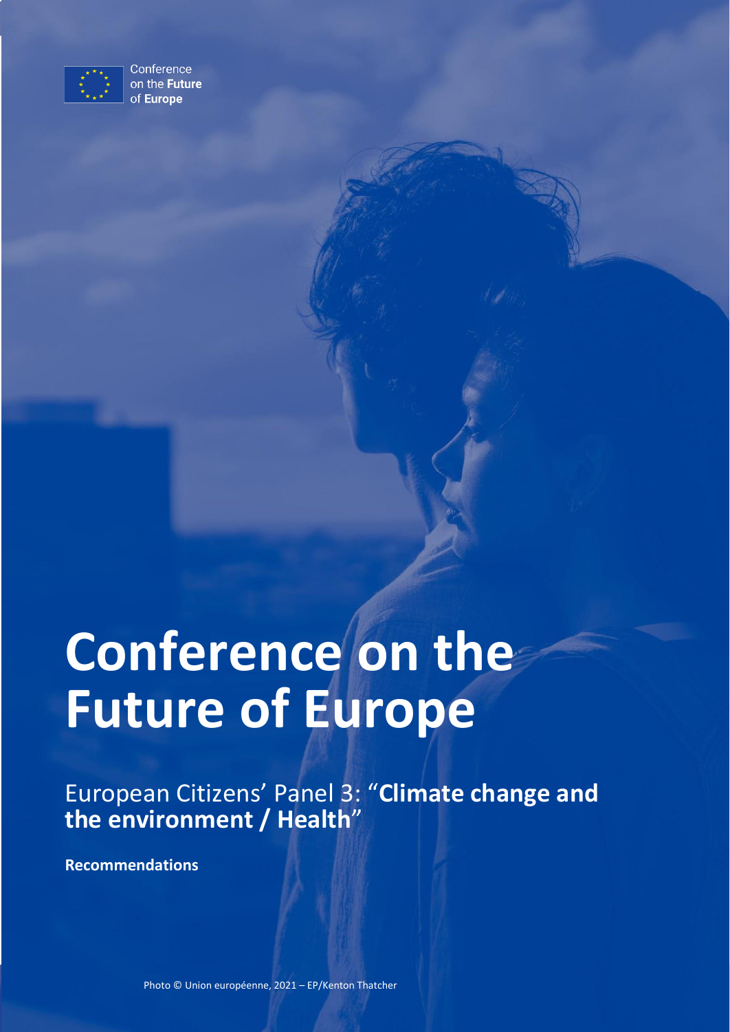Conference on the **Future** of **Europe**

# Conference on the Future of Europe

European Citizens' Panel 3: "**Climate change and the environment / Health**"

**Recommendations**

Photo © Union européenne, 2021 – EP/Kenton Thatcher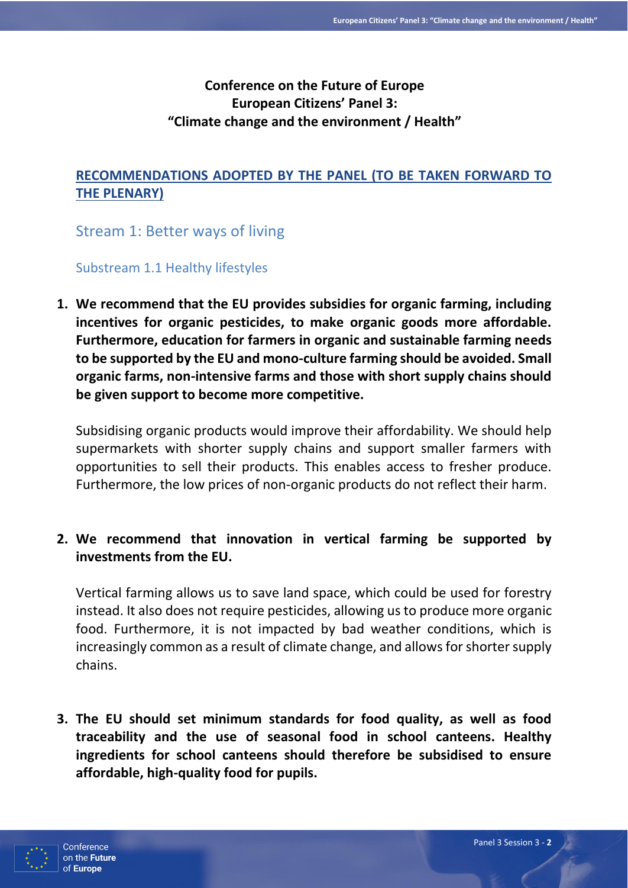# Conference on the Future of Europe
# European Citizens' Panel 3:
# "Climate change and the environment / Health"

## RECOMMENDATIONS ADOPTED BY THE PANEL (TO BE TAKEN FORWARD TO THE PLENARY)

## Stream 1: Better ways of living

### Substream 1.1 Healthy lifestyles

1. **We recommend that the EU provides subsidies for organic farming, including incentives for organic pesticides, to make organic goods more affordable. Furthermore, education for farmers in organic and sustainable farming needs to be supported by the EU and mono-culture farming should be avoided. Small organic farms, non-intensive farms and those with short supply chains should be given support to become more competitive.**

   Subsidising organic products would improve their affordability. We should help supermarkets with shorter supply chains and support smaller farmers with opportunities to sell their products. This enables access to fresher produce. Furthermore, the low prices of non-organic products do not reflect their harm.

2. **We recommend that innovation in vertical farming be supported by investments from the EU.**

   Vertical farming allows us to save land space, which could be used for forestry instead. It also does not require pesticides, allowing us to produce more organic food. Furthermore, it is not impacted by bad weather conditions, which is increasingly common as a result of climate change, and allows for shorter supply chains.

3. **The EU should set minimum standards for food quality, as well as food traceability and the use of seasonal food in school canteens. Healthy ingredients for school canteens should therefore be subsidised to ensure affordable, high-quality food for pupils.**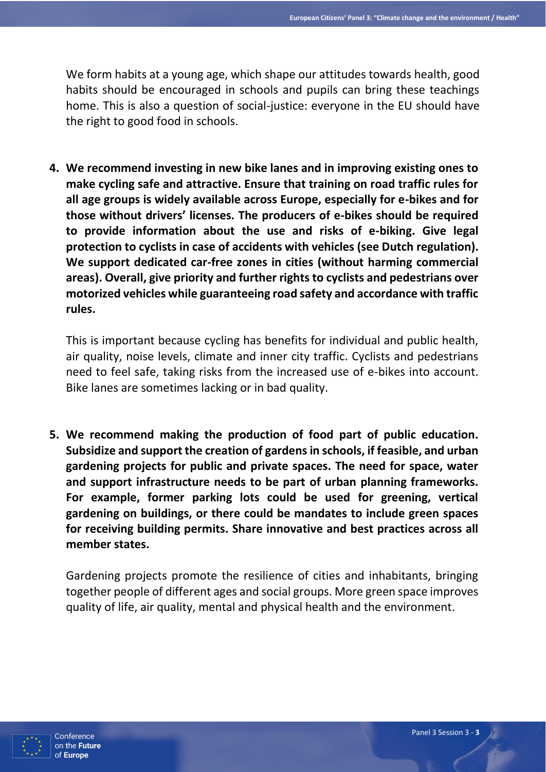We form habits at a young age, which shape our attitudes towards health, good habits should be encouraged in schools and pupils can bring these teachings home. This is also a question of social-justice: everyone in the EU should have the right to good food in schools.

4. **We recommend investing in new bike lanes and in improving existing ones to make cycling safe and attractive. Ensure that training on road traffic rules for all age groups is widely available across Europe, especially for e-bikes and for those without drivers' licenses. The producers of e-bikes should be required to provide information about the use and risks of e-biking. Give legal protection to cyclists in case of accidents with vehicles (see Dutch regulation). We support dedicated car-free zones in cities (without harming commercial areas). Overall, give priority and further rights to cyclists and pedestrians over motorized vehicles while guaranteeing road safety and accordance with traffic rules.**

   This is important because cycling has benefits for individual and public health, air quality, noise levels, climate and inner city traffic. Cyclists and pedestrians need to feel safe, taking risks from the increased use of e-bikes into account. Bike lanes are sometimes lacking or in bad quality.

5. **We recommend making the production of food part of public education. Subsidize and support the creation of gardens in schools, if feasible, and urban gardening projects for public and private spaces. The need for space, water and support infrastructure needs to be part of urban planning frameworks. For example, former parking lots could be used for greening, vertical gardening on buildings, or there could be mandates to include green spaces for receiving building permits. Share innovative and best practices across all member states.**

   Gardening projects promote the resilience of cities and inhabitants, bringing together people of different ages and social groups. More green space improves quality of life, air quality, mental and physical health and the environment.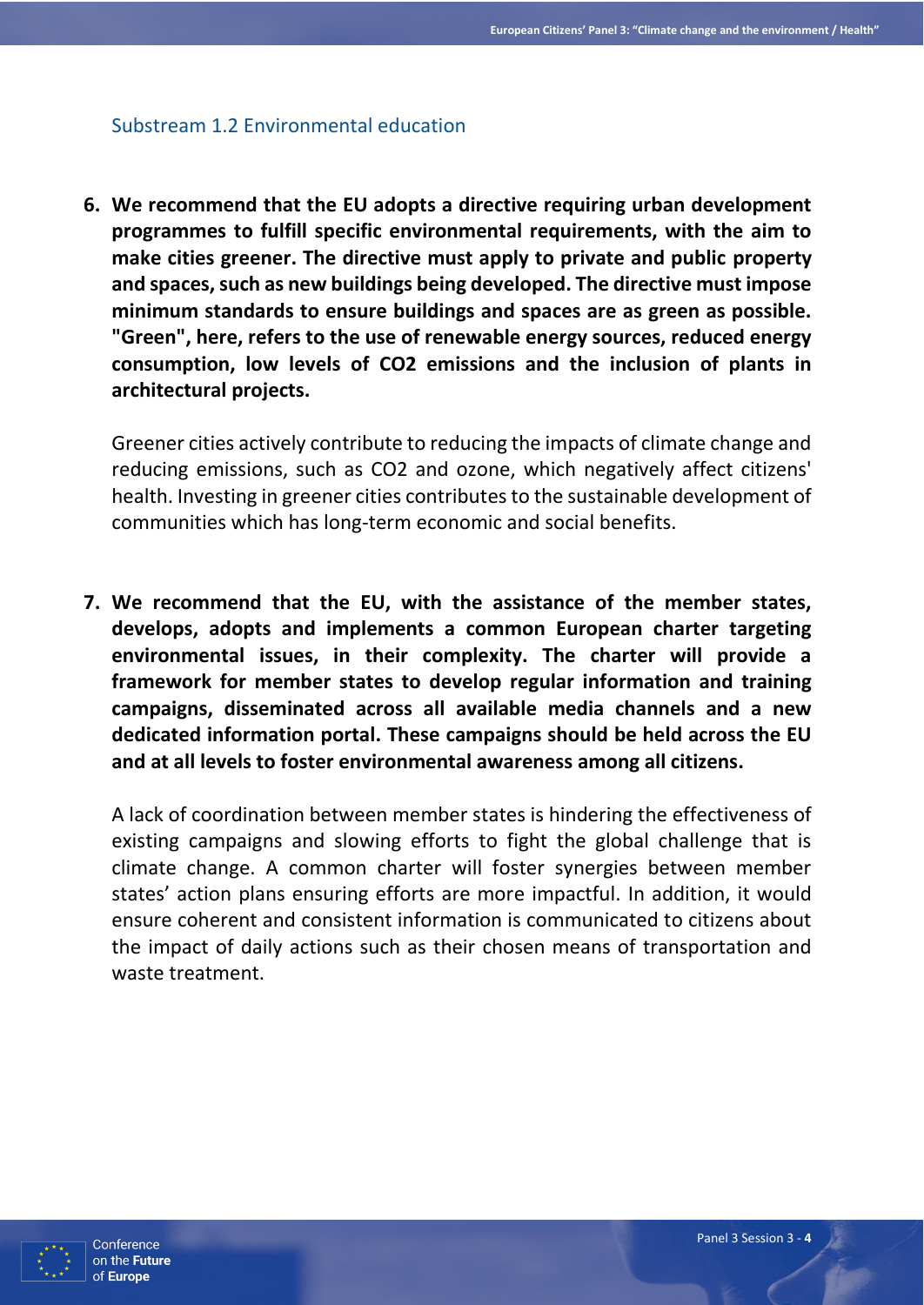## Substream 1.2 Environmental education

6. **We recommend that the EU adopts a directive requiring urban development programmes to fulfill specific environmental requirements, with the aim to make cities greener. The directive must apply to private and public property and spaces, such as new buildings being developed. The directive must impose minimum standards to ensure buildings and spaces are as green as possible. "Green", here, refers to the use of renewable energy sources, reduced energy consumption, low levels of $CO_2$ emissions and the inclusion of plants in architectural projects.**

   Greener cities actively contribute to reducing the impacts of climate change and reducing emissions, such as $CO_2$ and ozone, which negatively affect citizens' health. Investing in greener cities contributes to the sustainable development of communities which has long-term economic and social benefits.

7. **We recommend that the EU, with the assistance of the member states, develops, adopts and implements a common European charter targeting environmental issues, in their complexity. The charter will provide a framework for member states to develop regular information and training campaigns, disseminated across all available media channels and a new dedicated information portal. These campaigns should be held across the EU and at all levels to foster environmental awareness among all citizens.**

   A lack of coordination between member states is hindering the effectiveness of existing campaigns and slowing efforts to fight the global challenge that is climate change. A common charter will foster synergies between member states' action plans ensuring efforts are more impactful. In addition, it would ensure coherent and consistent information is communicated to citizens about the impact of daily actions such as their chosen means of transportation and waste treatment.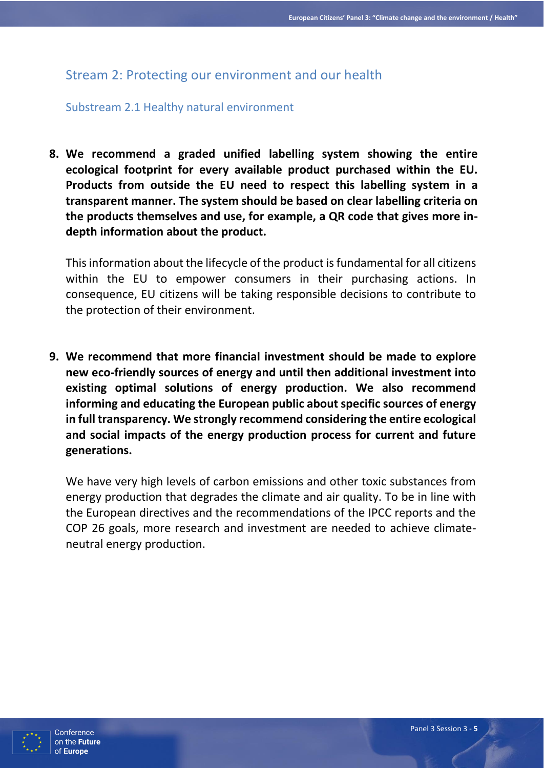## Stream 2: Protecting our environment and our health

### Substream 2.1 Healthy natural environment

8. **We recommend a graded unified labelling system showing the entire ecological footprint for every available product purchased within the EU. Products from outside the EU need to respect this labelling system in a transparent manner. The system should be based on clear labelling criteria on the products themselves and use, for example, a QR code that gives more in-depth information about the product.**

   This information about the lifecycle of the product is fundamental for all citizens within the EU to empower consumers in their purchasing actions. In consequence, EU citizens will be taking responsible decisions to contribute to the protection of their environment.

9. **We recommend that more financial investment should be made to explore new eco-friendly sources of energy and until then additional investment into existing optimal solutions of energy production. We also recommend informing and educating the European public about specific sources of energy in full transparency. We strongly recommend considering the entire ecological and social impacts of the energy production process for current and future generations.**

   We have very high levels of carbon emissions and other toxic substances from energy production that degrades the climate and air quality. To be in line with the European directives and the recommendations of the IPCC reports and the COP 26 goals, more research and investment are needed to achieve climate-neutral energy production.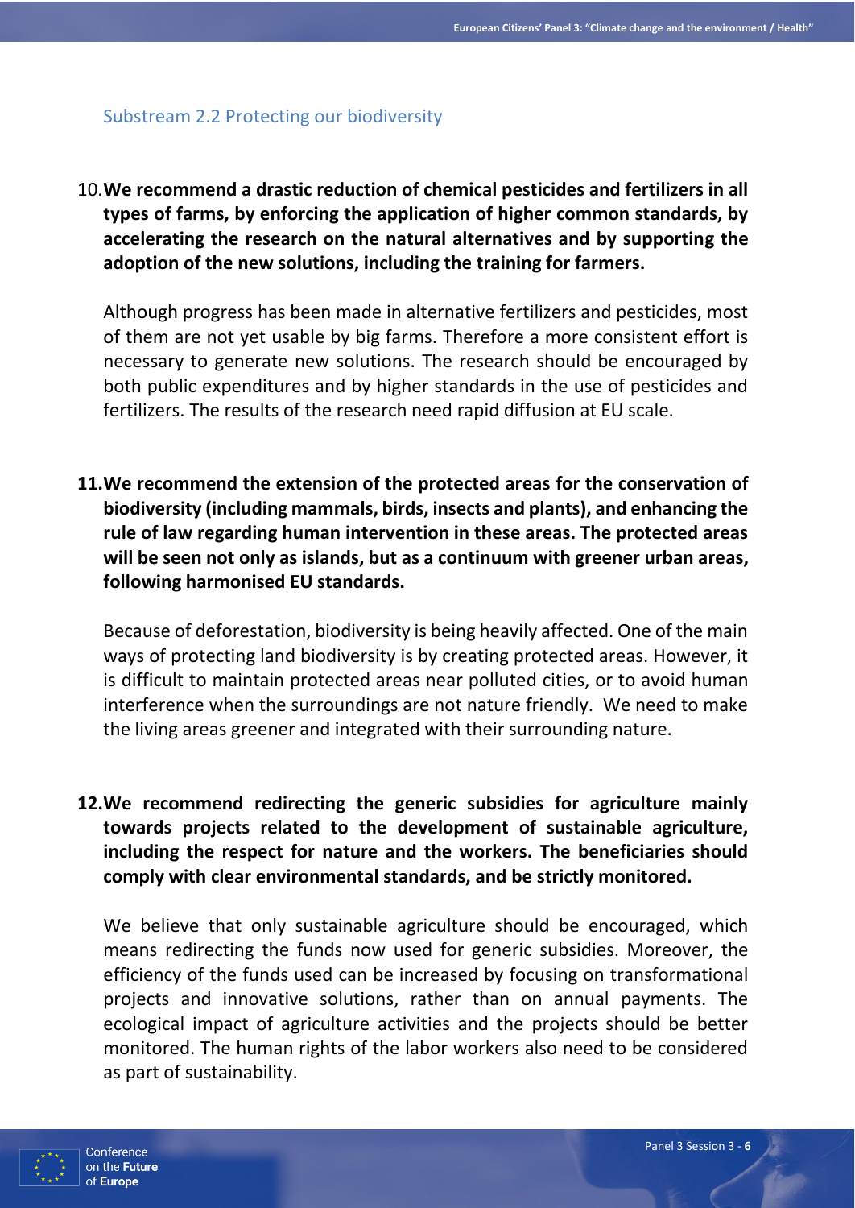### Substream 2.2 Protecting our biodiversity

10. **We recommend a drastic reduction of chemical pesticides and fertilizers in all types of farms, by enforcing the application of higher common standards, by accelerating the research on the natural alternatives and by supporting the adoption of the new solutions, including the training for farmers.**

    Although progress has been made in alternative fertilizers and pesticides, most of them are not yet usable by big farms. Therefore a more consistent effort is necessary to generate new solutions. The research should be encouraged by both public expenditures and by higher standards in the use of pesticides and fertilizers. The results of the research need rapid diffusion at EU scale.

11. **We recommend the extension of the protected areas for the conservation of biodiversity (including mammals, birds, insects and plants), and enhancing the rule of law regarding human intervention in these areas. The protected areas will be seen not only as islands, but as a continuum with greener urban areas, following harmonised EU standards.**

    Because of deforestation, biodiversity is being heavily affected. One of the main ways of protecting land biodiversity is by creating protected areas. However, it is difficult to maintain protected areas near polluted cities, or to avoid human interference when the surroundings are not nature friendly. We need to make the living areas greener and integrated with their surrounding nature.

12. **We recommend redirecting the generic subsidies for agriculture mainly towards projects related to the development of sustainable agriculture, including the respect for nature and the workers. The beneficiaries should comply with clear environmental standards, and be strictly monitored.**

    We believe that only sustainable agriculture should be encouraged, which means redirecting the funds now used for generic subsidies. Moreover, the efficiency of the funds used can be increased by focusing on transformational projects and innovative solutions, rather than on annual payments. The ecological impact of agriculture activities and the projects should be better monitored. The human rights of the labor workers also need to be considered as part of sustainability.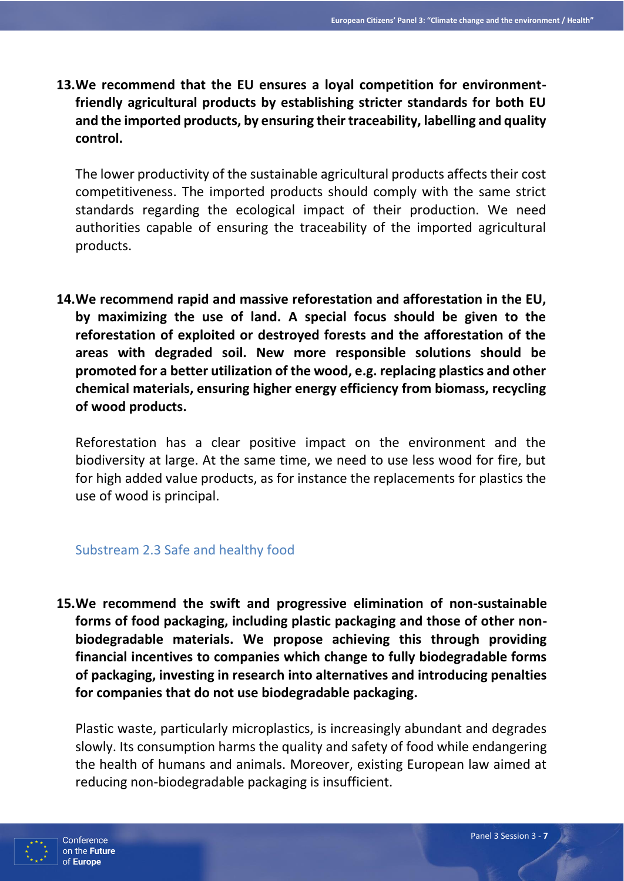**13. We recommend that the EU ensures a loyal competition for environment-friendly agricultural products by establishing stricter standards for both EU and the imported products, by ensuring their traceability, labelling and quality control.**

The lower productivity of the sustainable agricultural products affects their cost competitiveness. The imported products should comply with the same strict standards regarding the ecological impact of their production. We need authorities capable of ensuring the traceability of the imported agricultural products.

**14. We recommend rapid and massive reforestation and afforestation in the EU, by maximizing the use of land. A special focus should be given to the reforestation of exploited or destroyed forests and the afforestation of the areas with degraded soil. New more responsible solutions should be promoted for a better utilization of the wood, e.g. replacing plastics and other chemical materials, ensuring higher energy efficiency from biomass, recycling of wood products.**

Reforestation has a clear positive impact on the environment and the biodiversity at large. At the same time, we need to use less wood for fire, but for high added value products, as for instance the replacements for plastics the use of wood is principal.

### Substream 2.3 Safe and healthy food

**15. We recommend the swift and progressive elimination of non-sustainable forms of food packaging, including plastic packaging and those of other non-biodegradable materials. We propose achieving this through providing financial incentives to companies which change to fully biodegradable forms of packaging, investing in research into alternatives and introducing penalties for companies that do not use biodegradable packaging.**

Plastic waste, particularly microplastics, is increasingly abundant and degrades slowly. Its consumption harms the quality and safety of food while endangering the health of humans and animals. Moreover, existing European law aimed at reducing non-biodegradable packaging is insufficient.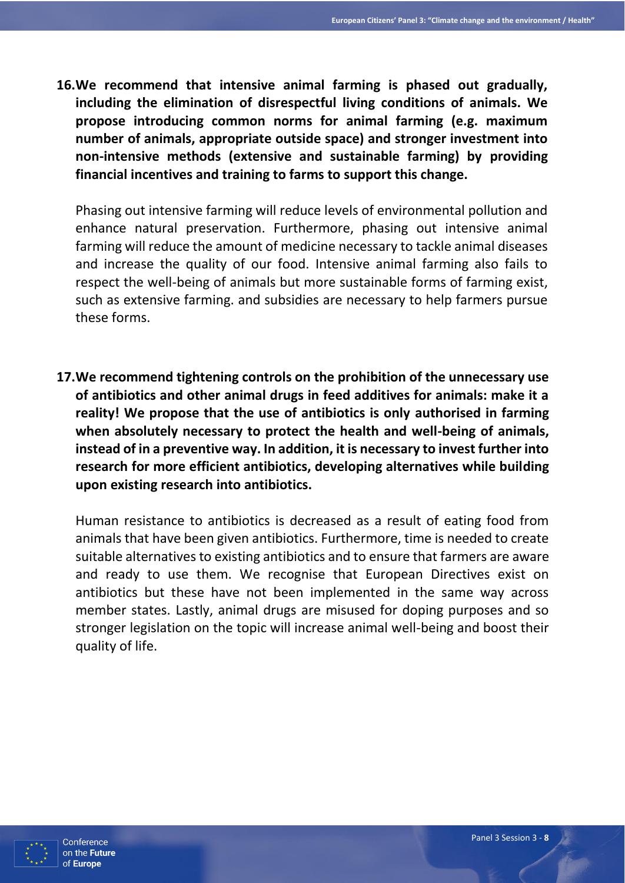16. **We recommend that intensive animal farming is phased out gradually, including the elimination of disrespectful living conditions of animals. We propose introducing common norms for animal farming (e.g. maximum number of animals, appropriate outside space) and stronger investment into non-intensive methods (extensive and sustainable farming) by providing financial incentives and training to farms to support this change.**

    Phasing out intensive farming will reduce levels of environmental pollution and enhance natural preservation. Furthermore, phasing out intensive animal farming will reduce the amount of medicine necessary to tackle animal diseases and increase the quality of our food. Intensive animal farming also fails to respect the well-being of animals but more sustainable forms of farming exist, such as extensive farming. and subsidies are necessary to help farmers pursue these forms.

17. **We recommend tightening controls on the prohibition of the unnecessary use of antibiotics and other animal drugs in feed additives for animals: make it a reality! We propose that the use of antibiotics is only authorised in farming when absolutely necessary to protect the health and well-being of animals, instead of in a preventive way. In addition, it is necessary to invest further into research for more efficient antibiotics, developing alternatives while building upon existing research into antibiotics.**

    Human resistance to antibiotics is decreased as a result of eating food from animals that have been given antibiotics. Furthermore, time is needed to create suitable alternatives to existing antibiotics and to ensure that farmers are aware and ready to use them. We recognise that European Directives exist on antibiotics but these have not been implemented in the same way across member states. Lastly, animal drugs are misused for doping purposes and so stronger legislation on the topic will increase animal well-being and boost their quality of life.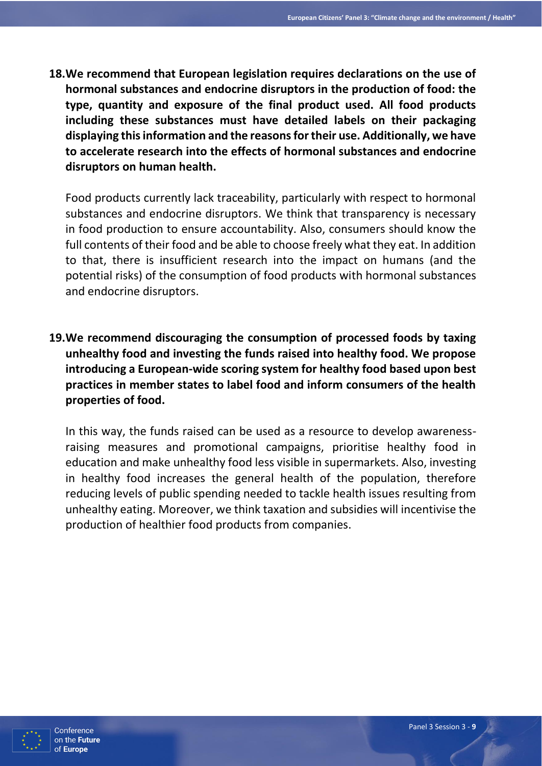**18. We recommend that European legislation requires declarations on the use of hormonal substances and endocrine disruptors in the production of food: the type, quantity and exposure of the final product used. All food products including these substances must have detailed labels on their packaging displaying this information and the reasons for their use. Additionally, we have to accelerate research into the effects of hormonal substances and endocrine disruptors on human health.**

Food products currently lack traceability, particularly with respect to hormonal substances and endocrine disruptors. We think that transparency is necessary in food production to ensure accountability. Also, consumers should know the full contents of their food and be able to choose freely what they eat. In addition to that, there is insufficient research into the impact on humans (and the potential risks) of the consumption of food products with hormonal substances and endocrine disruptors.

**19. We recommend discouraging the consumption of processed foods by taxing unhealthy food and investing the funds raised into healthy food. We propose introducing a European-wide scoring system for healthy food based upon best practices in member states to label food and inform consumers of the health properties of food.**

In this way, the funds raised can be used as a resource to develop awareness-raising measures and promotional campaigns, prioritise healthy food in education and make unhealthy food less visible in supermarkets. Also, investing in healthy food increases the general health of the population, therefore reducing levels of public spending needed to tackle health issues resulting from unhealthy eating. Moreover, we think taxation and subsidies will incentivise the production of healthier food products from companies.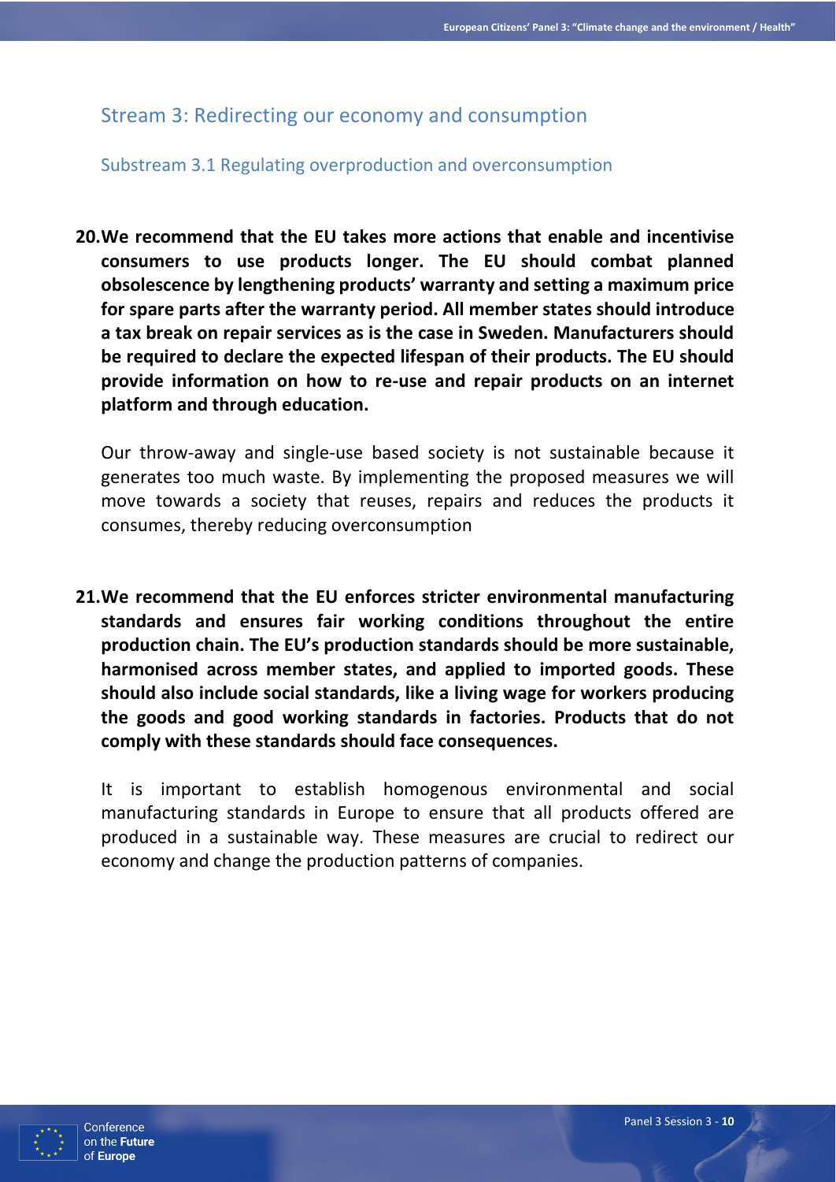## Stream 3: Redirecting our economy and consumption

### Substream 3.1 Regulating overproduction and overconsumption

**20. We recommend that the EU takes more actions that enable and incentivise consumers to use products longer. The EU should combat planned obsolescence by lengthening products' warranty and setting a maximum price for spare parts after the warranty period. All member states should introduce a tax break on repair services as is the case in Sweden. Manufacturers should be required to declare the expected lifespan of their products. The EU should provide information on how to re-use and repair products on an internet platform and through education.**

Our throw-away and single-use based society is not sustainable because it generates too much waste. By implementing the proposed measures we will move towards a society that reuses, repairs and reduces the products it consumes, thereby reducing overconsumption

**21. We recommend that the EU enforces stricter environmental manufacturing standards and ensures fair working conditions throughout the entire production chain. The EU's production standards should be more sustainable, harmonised across member states, and applied to imported goods. These should also include social standards, like a living wage for workers producing the goods and good working standards in factories. Products that do not comply with these standards should face consequences.**

It is important to establish homogenous environmental and social manufacturing standards in Europe to ensure that all products offered are produced in a sustainable way. These measures are crucial to redirect our economy and change the production patterns of companies.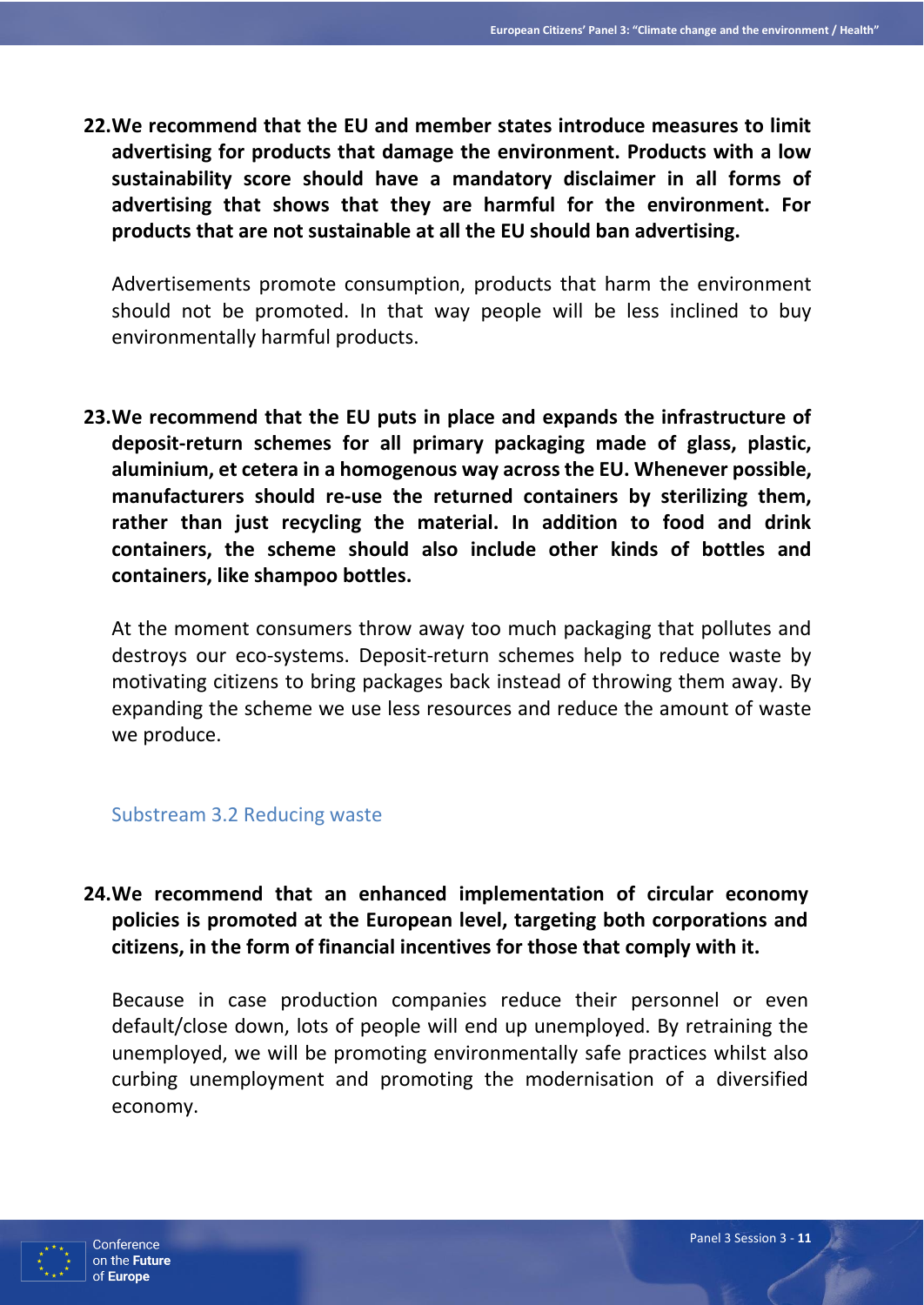**22. We recommend that the EU and member states introduce measures to limit advertising for products that damage the environment. Products with a low sustainability score should have a mandatory disclaimer in all forms of advertising that shows that they are harmful for the environment. For products that are not sustainable at all the EU should ban advertising.**

Advertisements promote consumption, products that harm the environment should not be promoted. In that way people will be less inclined to buy environmentally harmful products.

**23. We recommend that the EU puts in place and expands the infrastructure of deposit-return schemes for all primary packaging made of glass, plastic, aluminium, et cetera in a homogenous way across the EU. Whenever possible, manufacturers should re-use the returned containers by sterilizing them, rather than just recycling the material. In addition to food and drink containers, the scheme should also include other kinds of bottles and containers, like shampoo bottles.**

At the moment consumers throw away too much packaging that pollutes and destroys our eco-systems. Deposit-return schemes help to reduce waste by motivating citizens to bring packages back instead of throwing them away. By expanding the scheme we use less resources and reduce the amount of waste we produce.

### Substream 3.2 Reducing waste

**24. We recommend that an enhanced implementation of circular economy policies is promoted at the European level, targeting both corporations and citizens, in the form of financial incentives for those that comply with it.**

Because in case production companies reduce their personnel or even default/close down, lots of people will end up unemployed. By retraining the unemployed, we will be promoting environmentally safe practices whilst also curbing unemployment and promoting the modernisation of a diversified economy.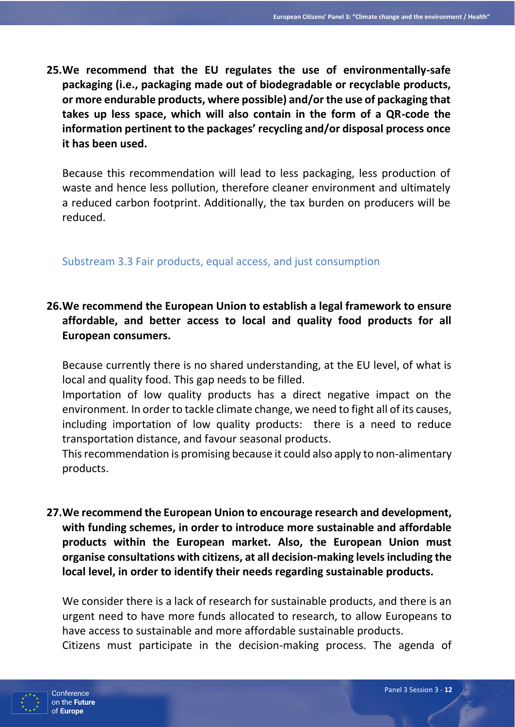**25. We recommend that the EU regulates the use of environmentally-safe packaging (i.e., packaging made out of biodegradable or recyclable products, or more endurable products, where possible) and/or the use of packaging that takes up less space, which will also contain in the form of a QR-code the information pertinent to the packages' recycling and/or disposal process once it has been used.**

Because this recommendation will lead to less packaging, less production of waste and hence less pollution, therefore cleaner environment and ultimately a reduced carbon footprint. Additionally, the tax burden on producers will be reduced.

### Substream 3.3 Fair products, equal access, and just consumption

**26. We recommend the European Union to establish a legal framework to ensure affordable, and better access to local and quality food products for all European consumers.**

Because currently there is no shared understanding, at the EU level, of what is local and quality food. This gap needs to be filled.

Importation of low quality products has a direct negative impact on the environment. In order to tackle climate change, we need to fight all of its causes, including importation of low quality products: there is a need to reduce transportation distance, and favour seasonal products.

This recommendation is promising because it could also apply to non-alimentary products.

**27. We recommend the European Union to encourage research and development, with funding schemes, in order to introduce more sustainable and affordable products within the European market. Also, the European Union must organise consultations with citizens, at all decision-making levels including the local level, in order to identify their needs regarding sustainable products.**

We consider there is a lack of research for sustainable products, and there is an urgent need to have more funds allocated to research, to allow Europeans to have access to sustainable and more affordable sustainable products.

Citizens must participate in the decision-making process. The agenda of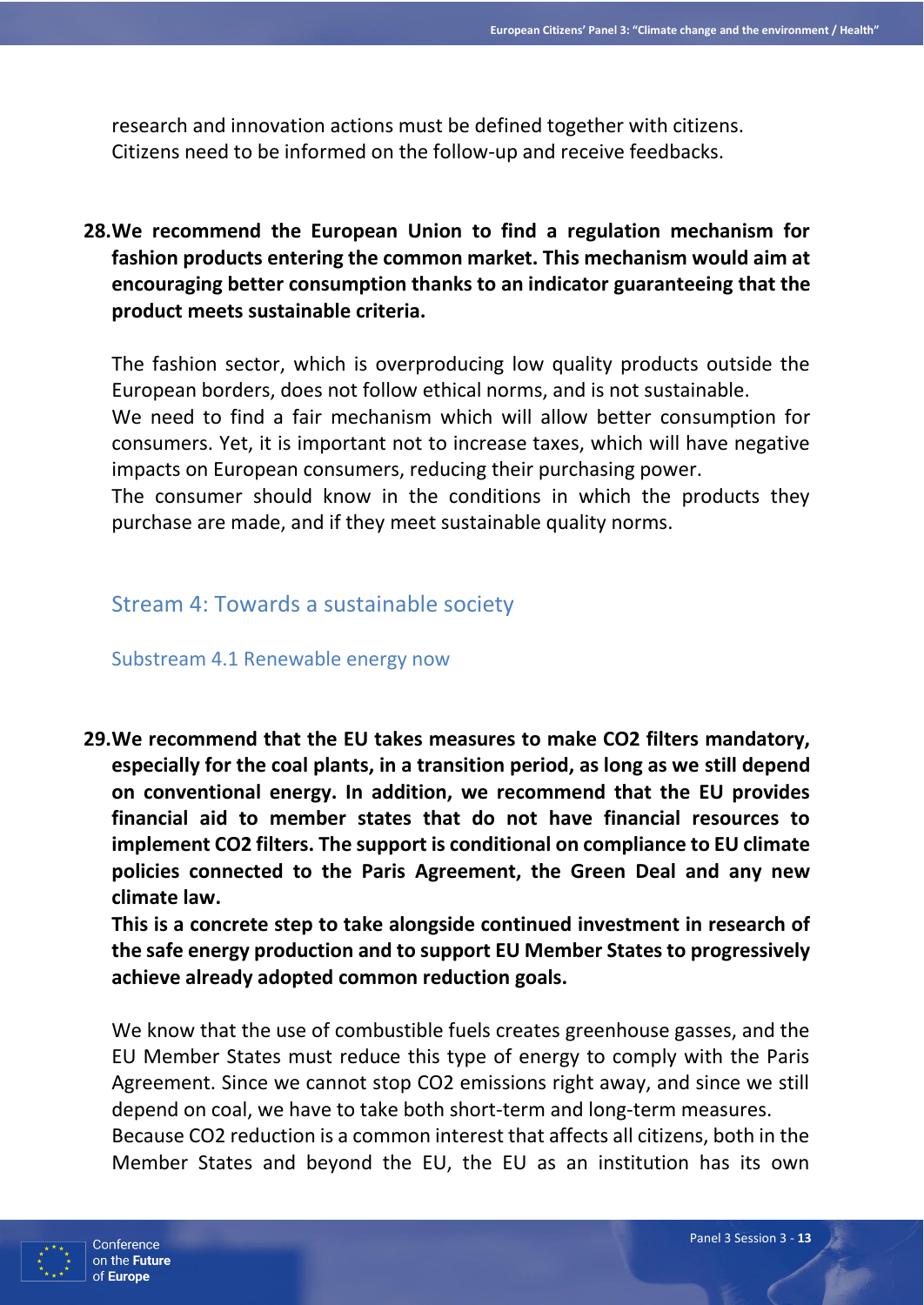research and innovation actions must be defined together with citizens. Citizens need to be informed on the follow-up and receive feedbacks.

**28. We recommend the European Union to find a regulation mechanism for fashion products entering the common market. This mechanism would aim at encouraging better consumption thanks to an indicator guaranteeing that the product meets sustainable criteria.**

The fashion sector, which is overproducing low quality products outside the European borders, does not follow ethical norms, and is not sustainable.
We need to find a fair mechanism which will allow better consumption for consumers. Yet, it is important not to increase taxes, which will have negative impacts on European consumers, reducing their purchasing power.
The consumer should know in the conditions in which the products they purchase are made, and if they meet sustainable quality norms.

## Stream 4: Towards a sustainable society

### Substream 4.1 Renewable energy now

**29. We recommend that the EU takes measures to make CO2 filters mandatory, especially for the coal plants, in a transition period, as long as we still depend on conventional energy. In addition, we recommend that the EU provides financial aid to member states that do not have financial resources to implement CO2 filters. The support is conditional on compliance to EU climate policies connected to the Paris Agreement, the Green Deal and any new climate law.**
**This is a concrete step to take alongside continued investment in research of the safe energy production and to support EU Member States to progressively achieve already adopted common reduction goals.**

We know that the use of combustible fuels creates greenhouse gasses, and the EU Member States must reduce this type of energy to comply with the Paris Agreement. Since we cannot stop CO2 emissions right away, and since we still depend on coal, we have to take both short-term and long-term measures.
Because CO2 reduction is a common interest that affects all citizens, both in the Member States and beyond the EU, the EU as an institution has its own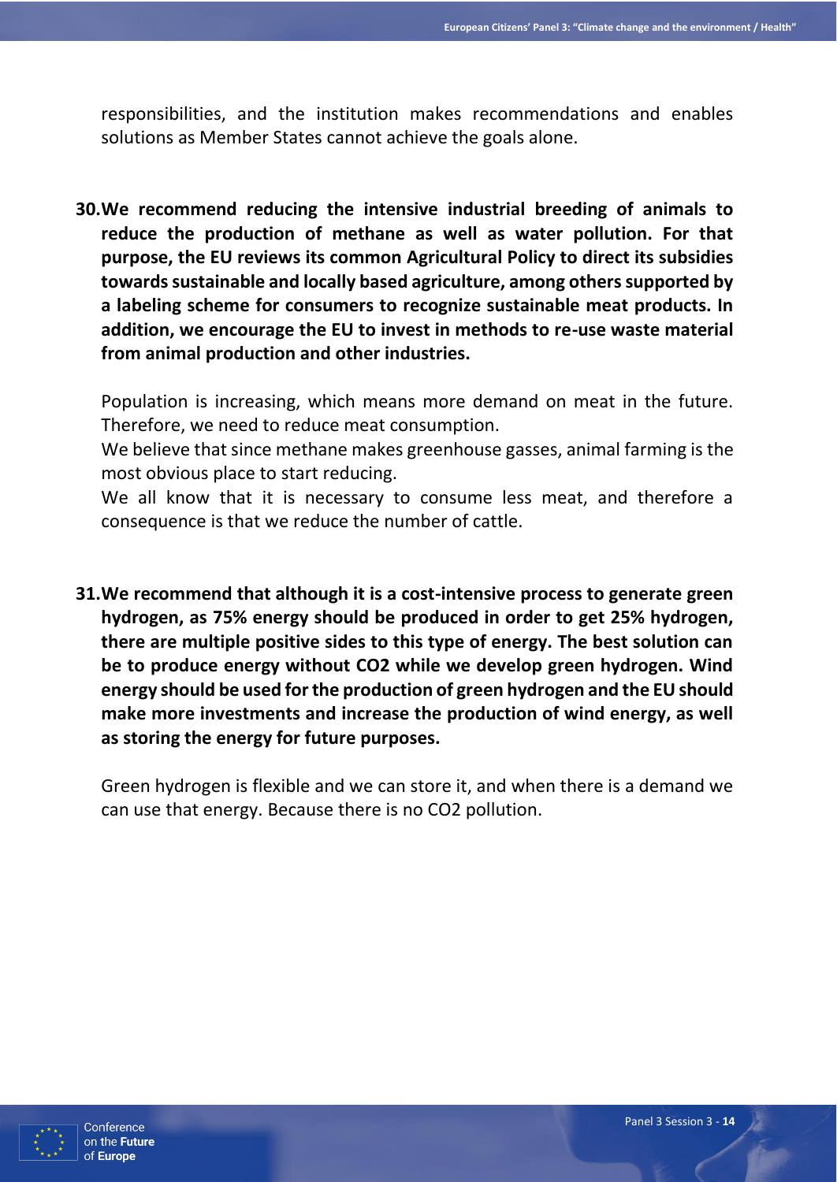responsibilities, and the institution makes recommendations and enables solutions as Member States cannot achieve the goals alone.

**30. We recommend reducing the intensive industrial breeding of animals to reduce the production of methane as well as water pollution. For that purpose, the EU reviews its common Agricultural Policy to direct its subsidies towards sustainable and locally based agriculture, among others supported by a labeling scheme for consumers to recognize sustainable meat products. In addition, we encourage the EU to invest in methods to re-use waste material from animal production and other industries.**

Population is increasing, which means more demand on meat in the future. Therefore, we need to reduce meat consumption.

We believe that since methane makes greenhouse gasses, animal farming is the most obvious place to start reducing.

We all know that it is necessary to consume less meat, and therefore a consequence is that we reduce the number of cattle.

**31. We recommend that although it is a cost-intensive process to generate green hydrogen, as 75% energy should be produced in order to get 25% hydrogen, there are multiple positive sides to this type of energy. The best solution can be to produce energy without $CO_2$ while we develop green hydrogen. Wind energy should be used for the production of green hydrogen and the EU should make more investments and increase the production of wind energy, as well as storing the energy for future purposes.**

Green hydrogen is flexible and we can store it, and when there is a demand we can use that energy. Because there is no $CO_2$ pollution.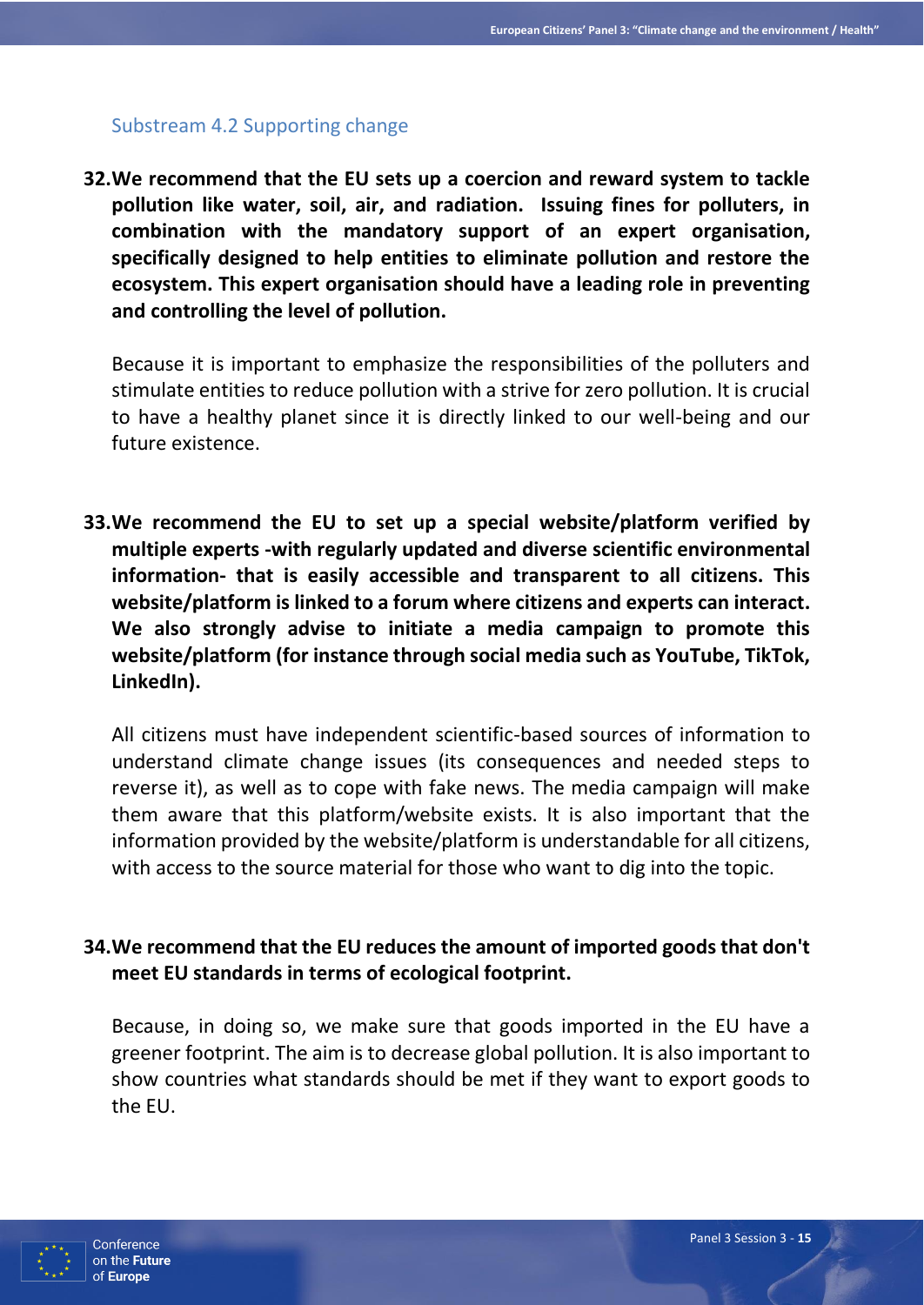### Substream 4.2 Supporting change

**32. We recommend that the EU sets up a coercion and reward system to tackle pollution like water, soil, air, and radiation. Issuing fines for polluters, in combination with the mandatory support of an expert organisation, specifically designed to help entities to eliminate pollution and restore the ecosystem. This expert organisation should have a leading role in preventing and controlling the level of pollution.**

Because it is important to emphasize the responsibilities of the polluters and stimulate entities to reduce pollution with a strive for zero pollution. It is crucial to have a healthy planet since it is directly linked to our well-being and our future existence.

**33. We recommend the EU to set up a special website/platform verified by multiple experts -with regularly updated and diverse scientific environmental information- that is easily accessible and transparent to all citizens. This website/platform is linked to a forum where citizens and experts can interact. We also strongly advise to initiate a media campaign to promote this website/platform (for instance through social media such as YouTube, TikTok, LinkedIn).**

All citizens must have independent scientific-based sources of information to understand climate change issues (its consequences and needed steps to reverse it), as well as to cope with fake news. The media campaign will make them aware that this platform/website exists. It is also important that the information provided by the website/platform is understandable for all citizens, with access to the source material for those who want to dig into the topic.

**34. We recommend that the EU reduces the amount of imported goods that don't meet EU standards in terms of ecological footprint.**

Because, in doing so, we make sure that goods imported in the EU have a greener footprint. The aim is to decrease global pollution. It is also important to show countries what standards should be met if they want to export goods to the EU.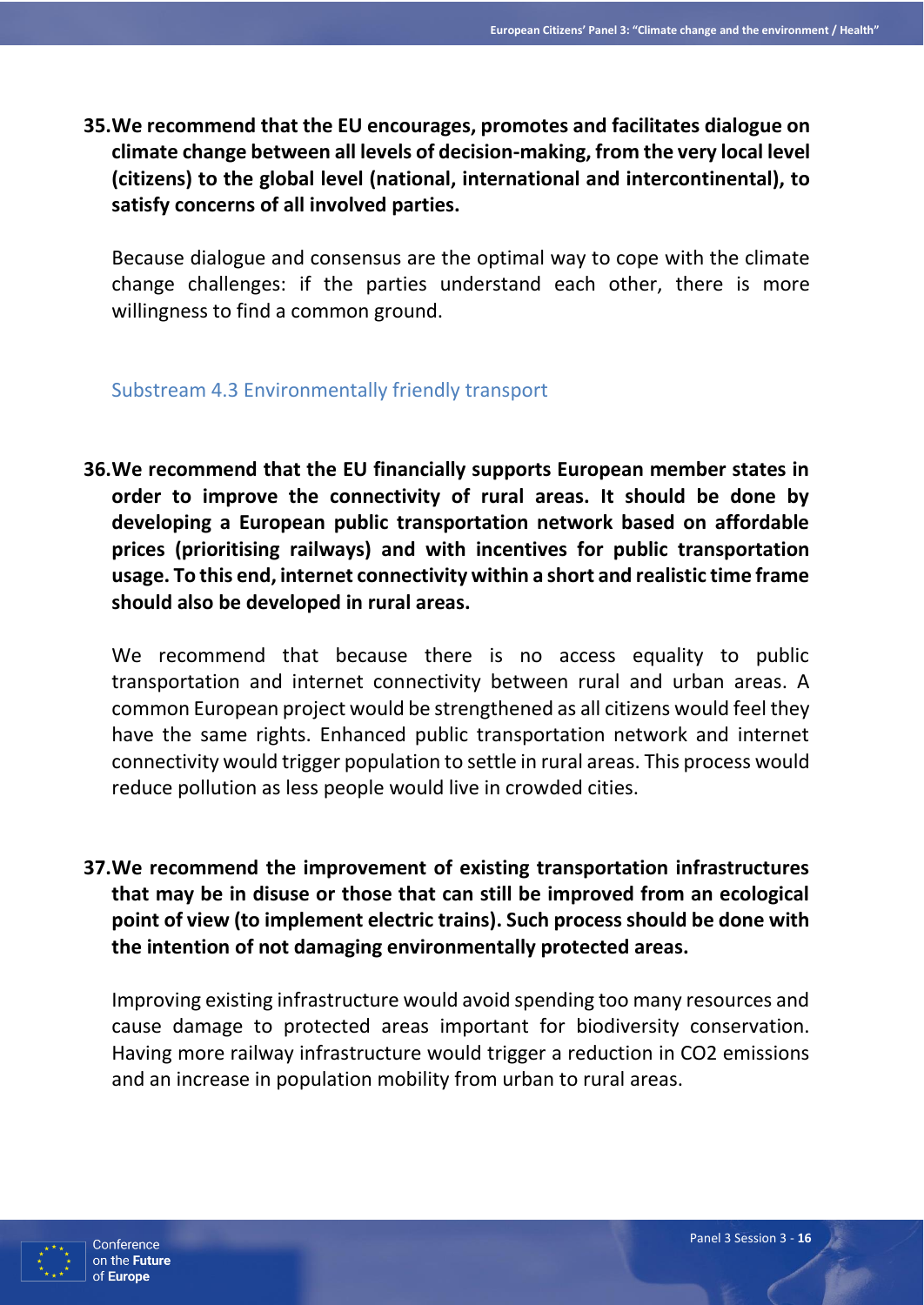**35. We recommend that the EU encourages, promotes and facilitates dialogue on climate change between all levels of decision-making, from the very local level (citizens) to the global level (national, international and intercontinental), to satisfy concerns of all involved parties.**

Because dialogue and consensus are the optimal way to cope with the climate change challenges: if the parties understand each other, there is more willingness to find a common ground.

### Substream 4.3 Environmentally friendly transport

**36. We recommend that the EU financially supports European member states in order to improve the connectivity of rural areas. It should be done by developing a European public transportation network based on affordable prices (prioritising railways) and with incentives for public transportation usage. To this end, internet connectivity within a short and realistic time frame should also be developed in rural areas.**

We recommend that because there is no access equality to public transportation and internet connectivity between rural and urban areas. A common European project would be strengthened as all citizens would feel they have the same rights. Enhanced public transportation network and internet connectivity would trigger population to settle in rural areas. This process would reduce pollution as less people would live in crowded cities.

**37. We recommend the improvement of existing transportation infrastructures that may be in disuse or those that can still be improved from an ecological point of view (to implement electric trains). Such process should be done with the intention of not damaging environmentally protected areas.**

Improving existing infrastructure would avoid spending too many resources and cause damage to protected areas important for biodiversity conservation. Having more railway infrastructure would trigger a reduction in $CO_2$ emissions and an increase in population mobility from urban to rural areas.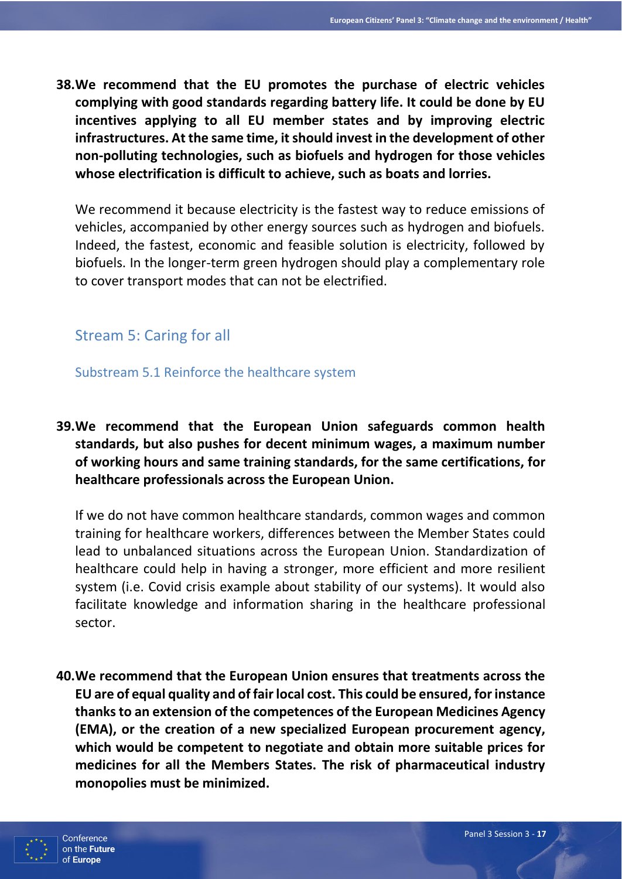**38. We recommend that the EU promotes the purchase of electric vehicles complying with good standards regarding battery life. It could be done by EU incentives applying to all EU member states and by improving electric infrastructures. At the same time, it should invest in the development of other non-polluting technologies, such as biofuels and hydrogen for those vehicles whose electrification is difficult to achieve, such as boats and lorries.**

We recommend it because electricity is the fastest way to reduce emissions of vehicles, accompanied by other energy sources such as hydrogen and biofuels. Indeed, the fastest, economic and feasible solution is electricity, followed by biofuels. In the longer-term green hydrogen should play a complementary role to cover transport modes that can not be electrified.

## Stream 5: Caring for all

### Substream 5.1 Reinforce the healthcare system

**39. We recommend that the European Union safeguards common health standards, but also pushes for decent minimum wages, a maximum number of working hours and same training standards, for the same certifications, for healthcare professionals across the European Union.**

If we do not have common healthcare standards, common wages and common training for healthcare workers, differences between the Member States could lead to unbalanced situations across the European Union. Standardization of healthcare could help in having a stronger, more efficient and more resilient system (i.e. Covid crisis example about stability of our systems). It would also facilitate knowledge and information sharing in the healthcare professional sector.

**40. We recommend that the European Union ensures that treatments across the EU are of equal quality and of fair local cost. This could be ensured, for instance thanks to an extension of the competences of the European Medicines Agency (EMA), or the creation of a new specialized European procurement agency, which would be competent to negotiate and obtain more suitable prices for medicines for all the Members States. The risk of pharmaceutical industry monopolies must be minimized.**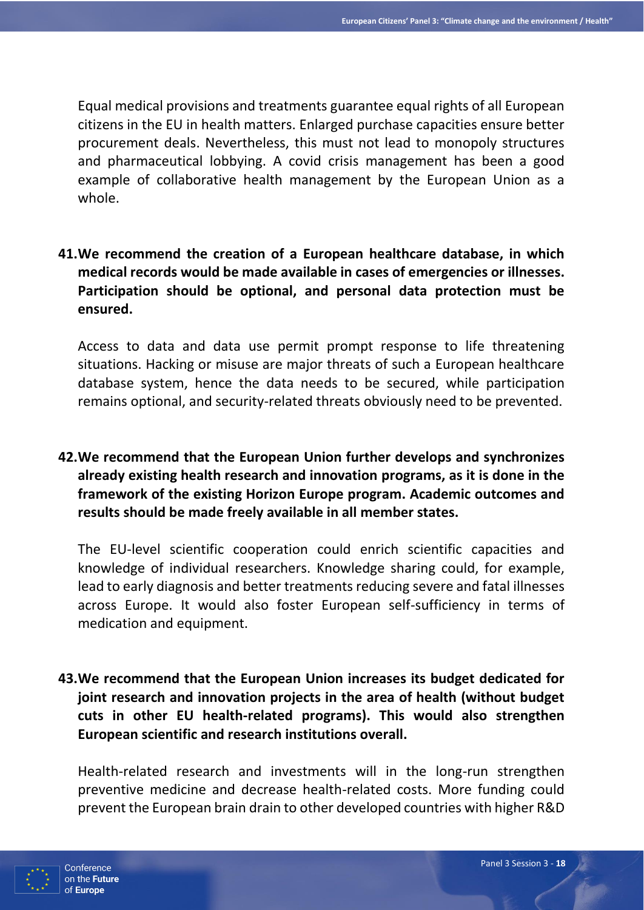Equal medical provisions and treatments guarantee equal rights of all European citizens in the EU in health matters. Enlarged purchase capacities ensure better procurement deals. Nevertheless, this must not lead to monopoly structures and pharmaceutical lobbying. A covid crisis management has been a good example of collaborative health management by the European Union as a whole.

**41. We recommend the creation of a European healthcare database, in which medical records would be made available in cases of emergencies or illnesses. Participation should be optional, and personal data protection must be ensured.**

Access to data and data use permit prompt response to life threatening situations. Hacking or misuse are major threats of such a European healthcare database system, hence the data needs to be secured, while participation remains optional, and security-related threats obviously need to be prevented.

**42. We recommend that the European Union further develops and synchronizes already existing health research and innovation programs, as it is done in the framework of the existing Horizon Europe program. Academic outcomes and results should be made freely available in all member states.**

The EU-level scientific cooperation could enrich scientific capacities and knowledge of individual researchers. Knowledge sharing could, for example, lead to early diagnosis and better treatments reducing severe and fatal illnesses across Europe. It would also foster European self-sufficiency in terms of medication and equipment.

**43. We recommend that the European Union increases its budget dedicated for joint research and innovation projects in the area of health (without budget cuts in other EU health-related programs). This would also strengthen European scientific and research institutions overall.**

Health-related research and investments will in the long-run strengthen preventive medicine and decrease health-related costs. More funding could prevent the European brain drain to other developed countries with higher R&D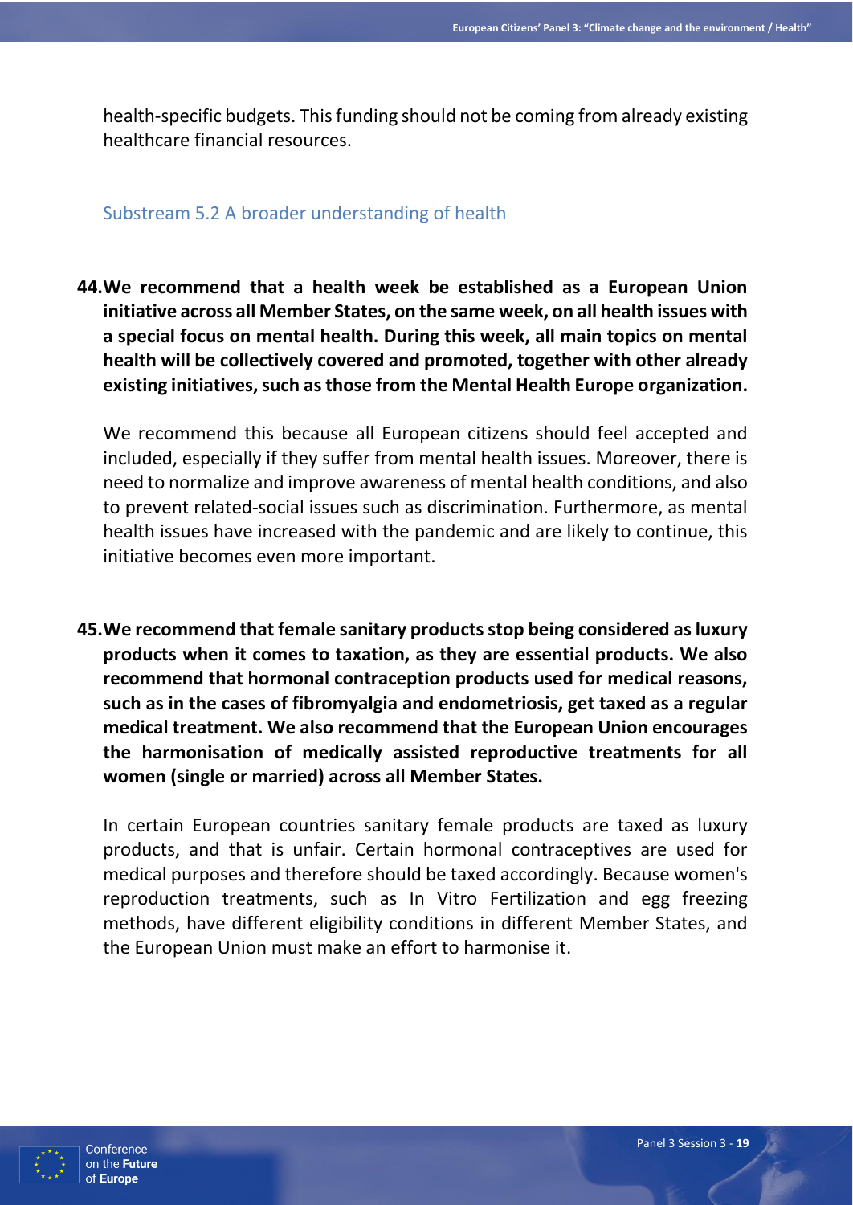health-specific budgets. This funding should not be coming from already existing healthcare financial resources.

### Substream 5.2 A broader understanding of health

**44. We recommend that a health week be established as a European Union initiative across all Member States, on the same week, on all health issues with a special focus on mental health. During this week, all main topics on mental health will be collectively covered and promoted, together with other already existing initiatives, such as those from the Mental Health Europe organization.**

We recommend this because all European citizens should feel accepted and included, especially if they suffer from mental health issues. Moreover, there is need to normalize and improve awareness of mental health conditions, and also to prevent related-social issues such as discrimination. Furthermore, as mental health issues have increased with the pandemic and are likely to continue, this initiative becomes even more important.

**45. We recommend that female sanitary products stop being considered as luxury products when it comes to taxation, as they are essential products. We also recommend that hormonal contraception products used for medical reasons, such as in the cases of fibromyalgia and endometriosis, get taxed as a regular medical treatment. We also recommend that the European Union encourages the harmonisation of medically assisted reproductive treatments for all women (single or married) across all Member States.**

In certain European countries sanitary female products are taxed as luxury products, and that is unfair. Certain hormonal contraceptives are used for medical purposes and therefore should be taxed accordingly. Because women's reproduction treatments, such as In Vitro Fertilization and egg freezing methods, have different eligibility conditions in different Member States, and the European Union must make an effort to harmonise it.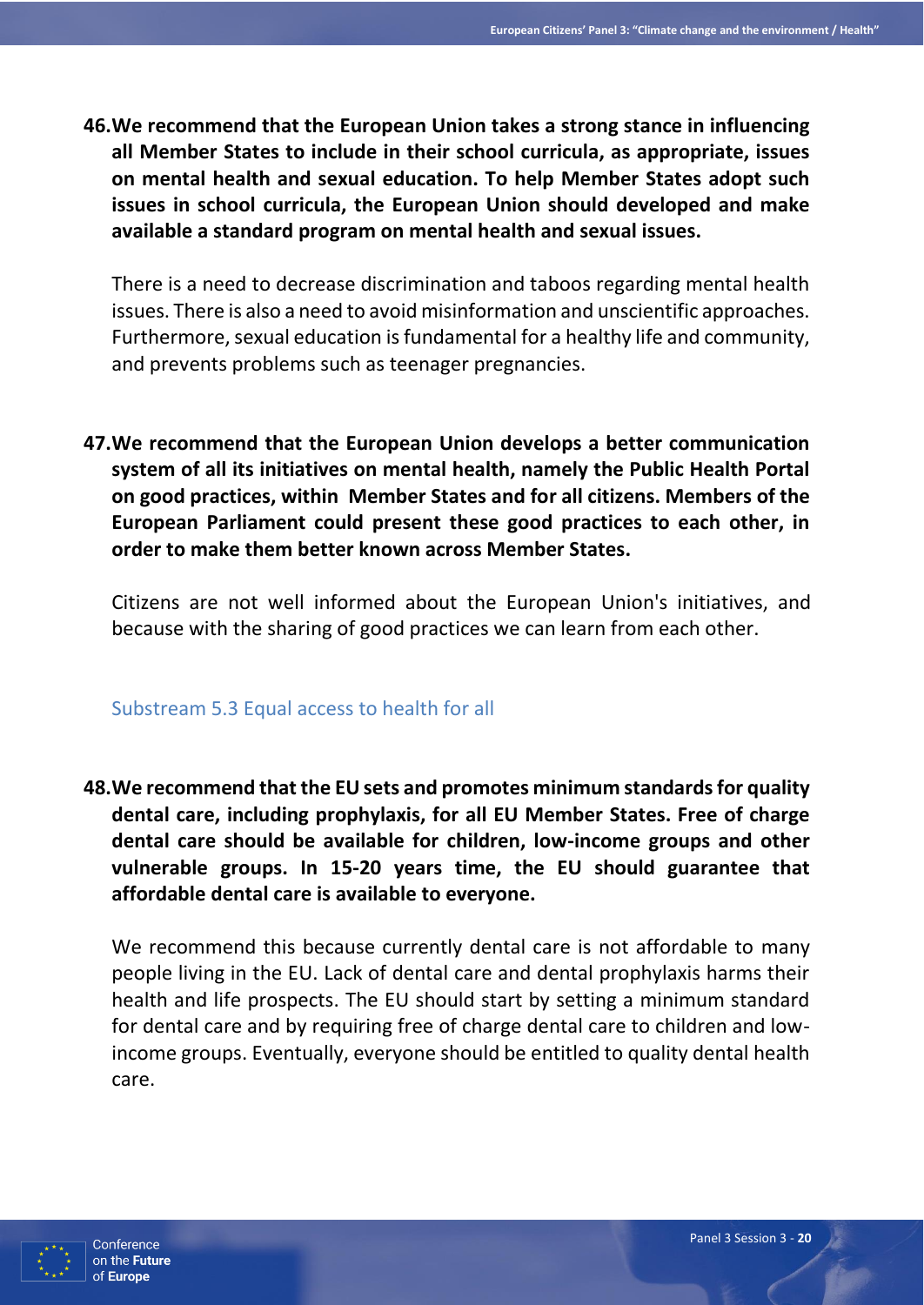**46. We recommend that the European Union takes a strong stance in influencing all Member States to include in their school curricula, as appropriate, issues on mental health and sexual education. To help Member States adopt such issues in school curricula, the European Union should developed and make available a standard program on mental health and sexual issues.**

There is a need to decrease discrimination and taboos regarding mental health issues. There is also a need to avoid misinformation and unscientific approaches. Furthermore, sexual education is fundamental for a healthy life and community, and prevents problems such as teenager pregnancies.

**47. We recommend that the European Union develops a better communication system of all its initiatives on mental health, namely the Public Health Portal on good practices, within Member States and for all citizens. Members of the European Parliament could present these good practices to each other, in order to make them better known across Member States.**

Citizens are not well informed about the European Union's initiatives, and because with the sharing of good practices we can learn from each other.

### Substream 5.3 Equal access to health for all

**48. We recommend that the EU sets and promotes minimum standards for quality dental care, including prophylaxis, for all EU Member States. Free of charge dental care should be available for children, low-income groups and other vulnerable groups. In 15-20 years time, the EU should guarantee that affordable dental care is available to everyone.**

We recommend this because currently dental care is not affordable to many people living in the EU. Lack of dental care and dental prophylaxis harms their health and life prospects. The EU should start by setting a minimum standard for dental care and by requiring free of charge dental care to children and low-income groups. Eventually, everyone should be entitled to quality dental health care.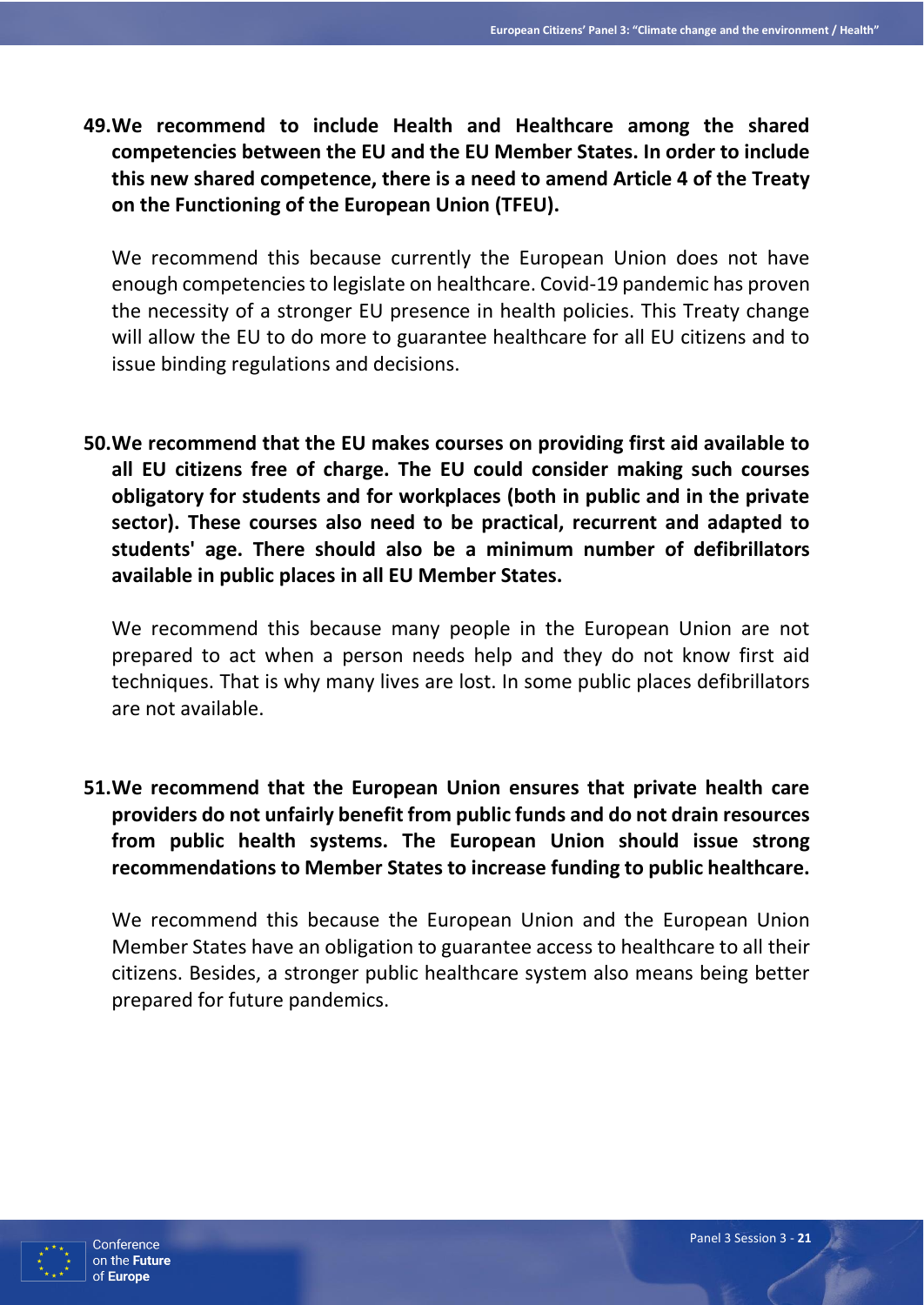**49. We recommend to include Health and Healthcare among the shared competencies between the EU and the EU Member States. In order to include this new shared competence, there is a need to amend Article 4 of the Treaty on the Functioning of the European Union (TFEU).**

We recommend this because currently the European Union does not have enough competencies to legislate on healthcare. Covid-19 pandemic has proven the necessity of a stronger EU presence in health policies. This Treaty change will allow the EU to do more to guarantee healthcare for all EU citizens and to issue binding regulations and decisions.

**50. We recommend that the EU makes courses on providing first aid available to all EU citizens free of charge. The EU could consider making such courses obligatory for students and for workplaces (both in public and in the private sector). These courses also need to be practical, recurrent and adapted to students' age. There should also be a minimum number of defibrillators available in public places in all EU Member States.**

We recommend this because many people in the European Union are not prepared to act when a person needs help and they do not know first aid techniques. That is why many lives are lost. In some public places defibrillators are not available.

**51. We recommend that the European Union ensures that private health care providers do not unfairly benefit from public funds and do not drain resources from public health systems. The European Union should issue strong recommendations to Member States to increase funding to public healthcare.**

We recommend this because the European Union and the European Union Member States have an obligation to guarantee access to healthcare to all their citizens. Besides, a stronger public healthcare system also means being better prepared for future pandemics.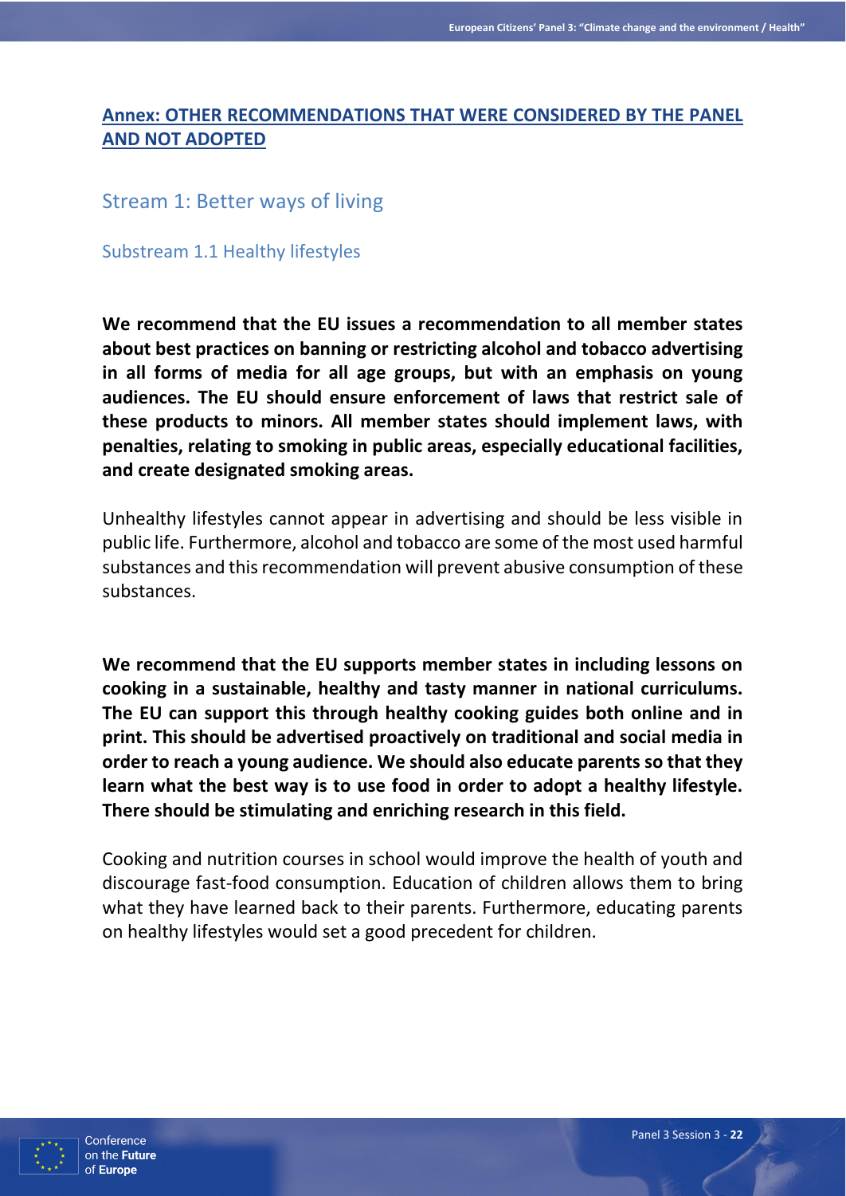## Annex: OTHER RECOMMENDATIONS THAT WERE CONSIDERED BY THE PANEL AND NOT ADOPTED

### Stream 1: Better ways of living

#### Substream 1.1 Healthy lifestyles

**We recommend that the EU issues a recommendation to all member states about best practices on banning or restricting alcohol and tobacco advertising in all forms of media for all age groups, but with an emphasis on young audiences. The EU should ensure enforcement of laws that restrict sale of these products to minors. All member states should implement laws, with penalties, relating to smoking in public areas, especially educational facilities, and create designated smoking areas.**

Unhealthy lifestyles cannot appear in advertising and should be less visible in public life. Furthermore, alcohol and tobacco are some of the most used harmful substances and this recommendation will prevent abusive consumption of these substances.

**We recommend that the EU supports member states in including lessons on cooking in a sustainable, healthy and tasty manner in national curriculums. The EU can support this through healthy cooking guides both online and in print. This should be advertised proactively on traditional and social media in order to reach a young audience. We should also educate parents so that they learn what the best way is to use food in order to adopt a healthy lifestyle. There should be stimulating and enriching research in this field.**

Cooking and nutrition courses in school would improve the health of youth and discourage fast-food consumption. Education of children allows them to bring what they have learned back to their parents. Furthermore, educating parents on healthy lifestyles would set a good precedent for children.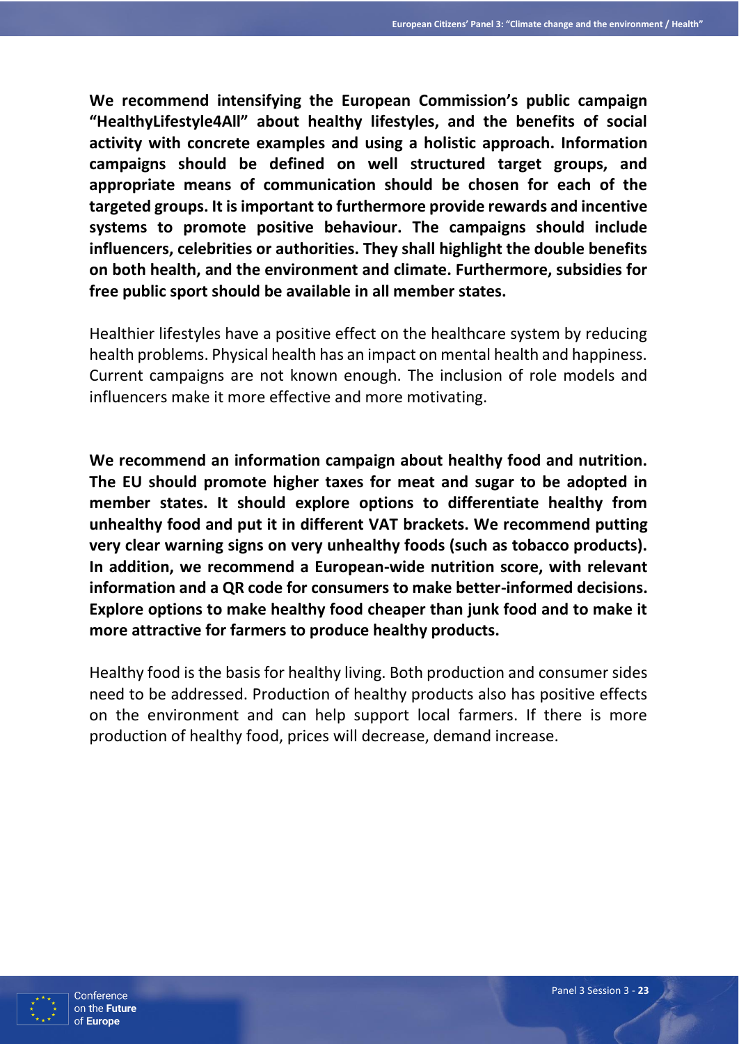**We recommend intensifying the European Commission's public campaign "HealthyLifestyle4All" about healthy lifestyles, and the benefits of social activity with concrete examples and using a holistic approach. Information campaigns should be defined on well structured target groups, and appropriate means of communication should be chosen for each of the targeted groups. It is important to furthermore provide rewards and incentive systems to promote positive behaviour. The campaigns should include influencers, celebrities or authorities. They shall highlight the double benefits on both health, and the environment and climate. Furthermore, subsidies for free public sport should be available in all member states.**

Healthier lifestyles have a positive effect on the healthcare system by reducing health problems. Physical health has an impact on mental health and happiness. Current campaigns are not known enough. The inclusion of role models and influencers make it more effective and more motivating.

**We recommend an information campaign about healthy food and nutrition. The EU should promote higher taxes for meat and sugar to be adopted in member states. It should explore options to differentiate healthy from unhealthy food and put it in different VAT brackets. We recommend putting very clear warning signs on very unhealthy foods (such as tobacco products). In addition, we recommend a European-wide nutrition score, with relevant information and a QR code for consumers to make better-informed decisions. Explore options to make healthy food cheaper than junk food and to make it more attractive for farmers to produce healthy products.**

Healthy food is the basis for healthy living. Both production and consumer sides need to be addressed. Production of healthy products also has positive effects on the environment and can help support local farmers. If there is more production of healthy food, prices will decrease, demand increase.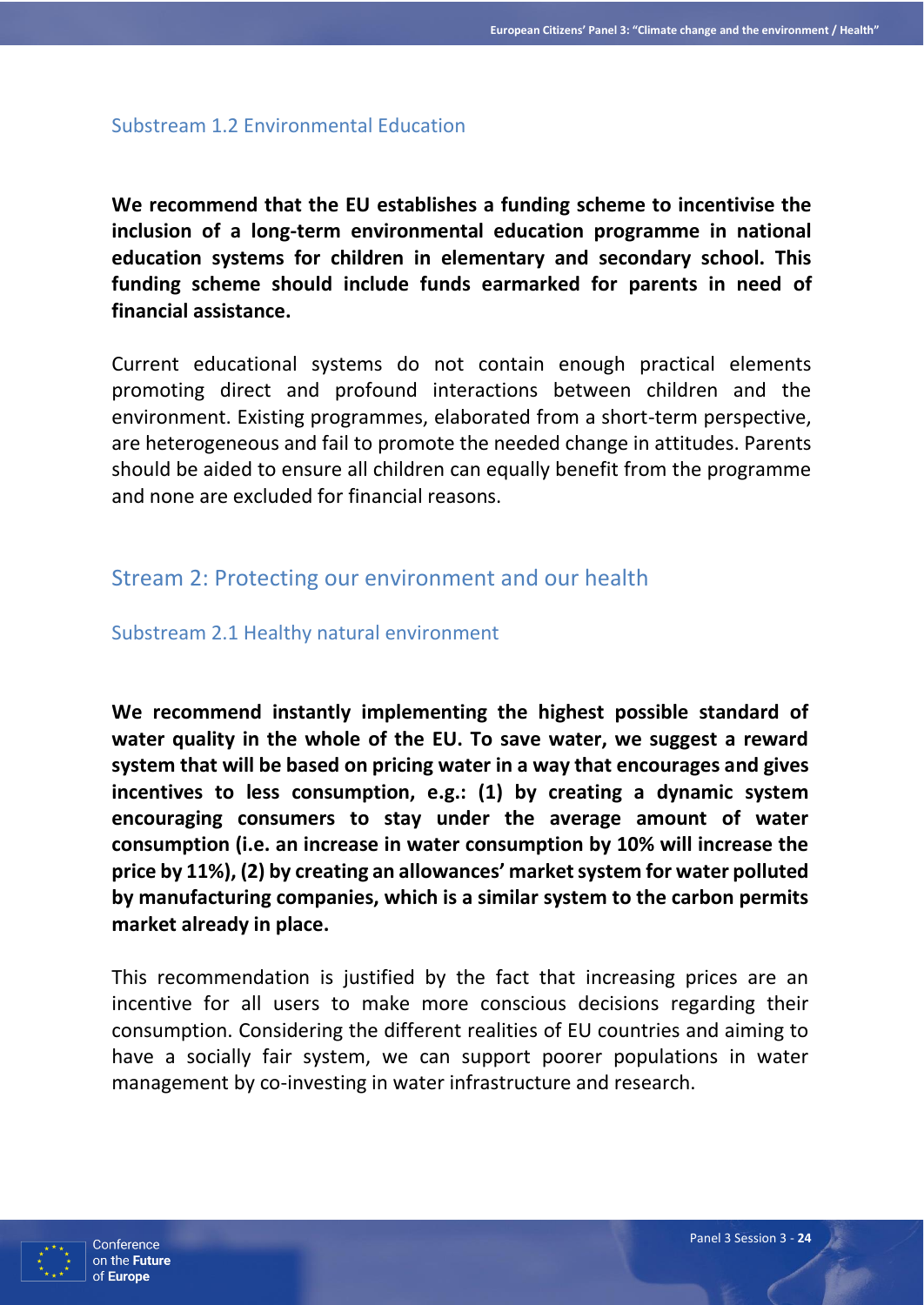### Substream 1.2 Environmental Education

**We recommend that the EU establishes a funding scheme to incentivise the inclusion of a long-term environmental education programme in national education systems for children in elementary and secondary school. This funding scheme should include funds earmarked for parents in need of financial assistance.**

Current educational systems do not contain enough practical elements promoting direct and profound interactions between children and the environment. Existing programmes, elaborated from a short-term perspective, are heterogeneous and fail to promote the needed change in attitudes. Parents should be aided to ensure all children can equally benefit from the programme and none are excluded for financial reasons.

## Stream 2: Protecting our environment and our health

### Substream 2.1 Healthy natural environment

**We recommend instantly implementing the highest possible standard of water quality in the whole of the EU. To save water, we suggest a reward system that will be based on pricing water in a way that encourages and gives incentives to less consumption, e.g.: (1) by creating a dynamic system encouraging consumers to stay under the average amount of water consumption (i.e. an increase in water consumption by 10% will increase the price by 11%), (2) by creating an allowances' market system for water polluted by manufacturing companies, which is a similar system to the carbon permits market already in place.**

This recommendation is justified by the fact that increasing prices are an incentive for all users to make more conscious decisions regarding their consumption. Considering the different realities of EU countries and aiming to have a socially fair system, we can support poorer populations in water management by co-investing in water infrastructure and research.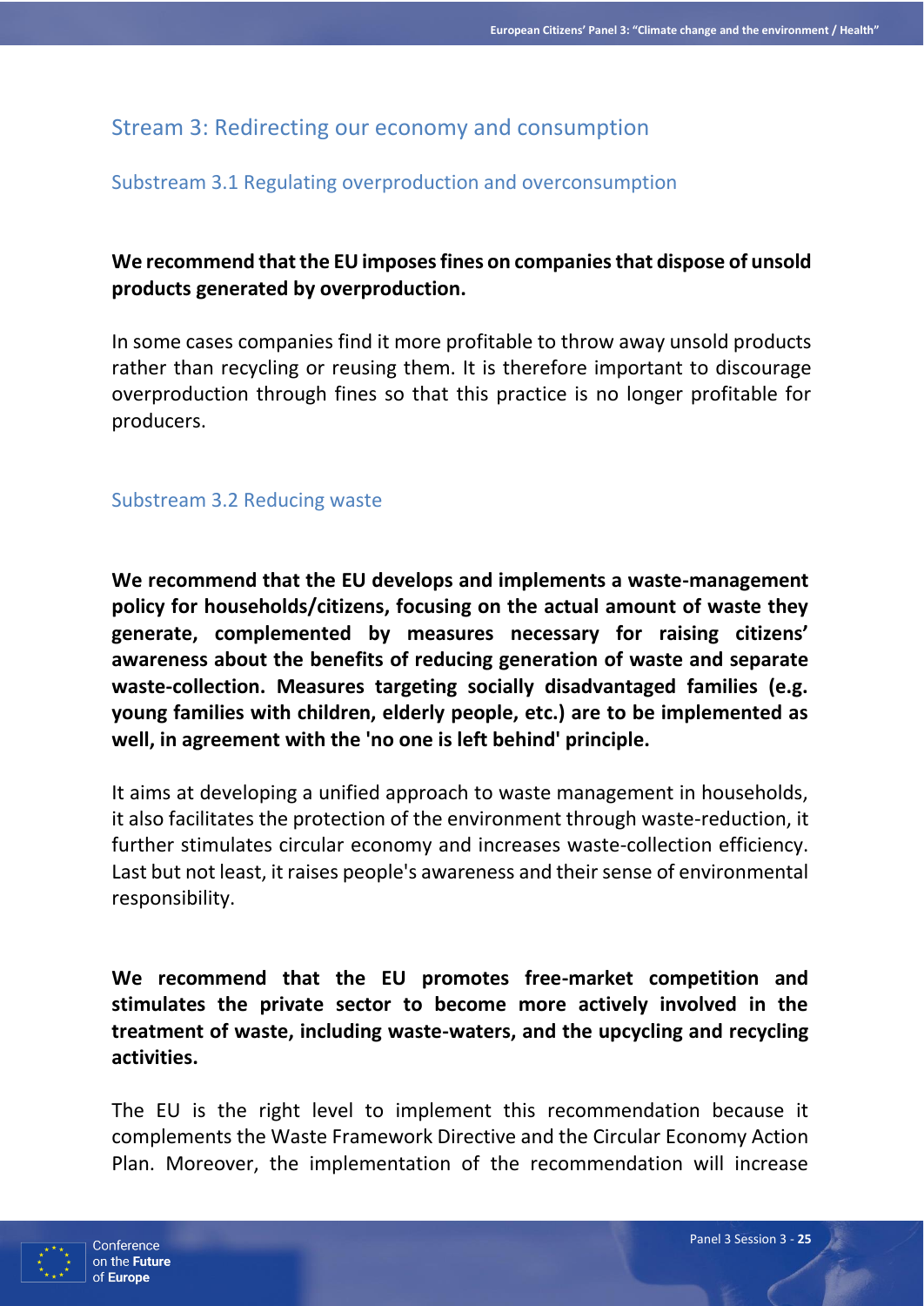## Stream 3: Redirecting our economy and consumption

### Substream 3.1 Regulating overproduction and overconsumption

**We recommend that the EU imposes fines on companies that dispose of unsold products generated by overproduction.**

In some cases companies find it more profitable to throw away unsold products rather than recycling or reusing them. It is therefore important to discourage overproduction through fines so that this practice is no longer profitable for producers.

### Substream 3.2 Reducing waste

**We recommend that the EU develops and implements a waste-management policy for households/citizens, focusing on the actual amount of waste they generate, complemented by measures necessary for raising citizens' awareness about the benefits of reducing generation of waste and separate waste-collection. Measures targeting socially disadvantaged families (e.g. young families with children, elderly people, etc.) are to be implemented as well, in agreement with the 'no one is left behind' principle.**

It aims at developing a unified approach to waste management in households, it also facilitates the protection of the environment through waste-reduction, it further stimulates circular economy and increases waste-collection efficiency. Last but not least, it raises people's awareness and their sense of environmental responsibility.

**We recommend that the EU promotes free-market competition and stimulates the private sector to become more actively involved in the treatment of waste, including waste-waters, and the upcycling and recycling activities.**

The EU is the right level to implement this recommendation because it complements the Waste Framework Directive and the Circular Economy Action Plan. Moreover, the implementation of the recommendation will increase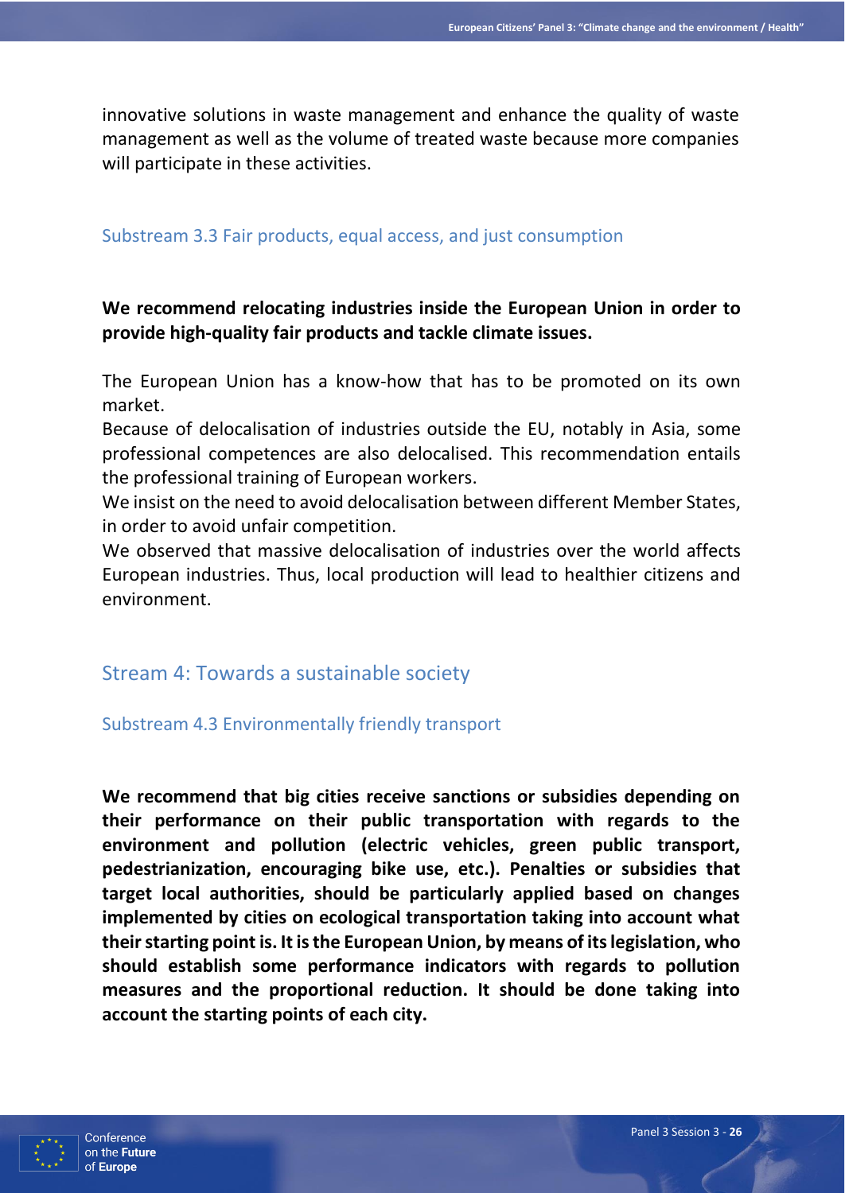innovative solutions in waste management and enhance the quality of waste management as well as the volume of treated waste because more companies will participate in these activities.

### Substream 3.3 Fair products, equal access, and just consumption

**We recommend relocating industries inside the European Union in order to provide high-quality fair products and tackle climate issues.**

The European Union has a know-how that has to be promoted on its own market.
Because of delocalisation of industries outside the EU, notably in Asia, some professional competences are also delocalised. This recommendation entails the professional training of European workers.
We insist on the need to avoid delocalisation between different Member States, in order to avoid unfair competition.
We observed that massive delocalisation of industries over the world affects European industries. Thus, local production will lead to healthier citizens and environment.

## Stream 4: Towards a sustainable society

### Substream 4.3 Environmentally friendly transport

**We recommend that big cities receive sanctions or subsidies depending on their performance on their public transportation with regards to the environment and pollution (electric vehicles, green public transport, pedestrianization, encouraging bike use, etc.). Penalties or subsidies that target local authorities, should be particularly applied based on changes implemented by cities on ecological transportation taking into account what their starting point is. It is the European Union, by means of its legislation, who should establish some performance indicators with regards to pollution measures and the proportional reduction. It should be done taking into account the starting points of each city.**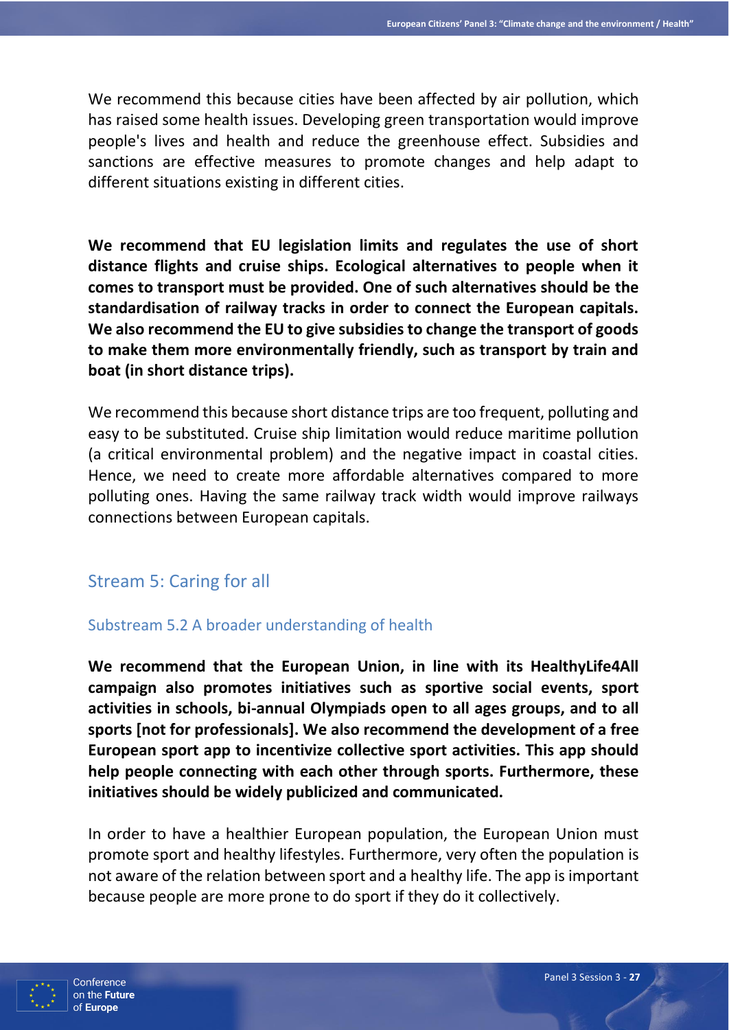We recommend this because cities have been affected by air pollution, which has raised some health issues. Developing green transportation would improve people's lives and health and reduce the greenhouse effect. Subsidies and sanctions are effective measures to promote changes and help adapt to different situations existing in different cities.

**We recommend that EU legislation limits and regulates the use of short distance flights and cruise ships. Ecological alternatives to people when it comes to transport must be provided. One of such alternatives should be the standardisation of railway tracks in order to connect the European capitals. We also recommend the EU to give subsidies to change the transport of goods to make them more environmentally friendly, such as transport by train and boat (in short distance trips).**

We recommend this because short distance trips are too frequent, polluting and easy to be substituted. Cruise ship limitation would reduce maritime pollution (a critical environmental problem) and the negative impact in coastal cities. Hence, we need to create more affordable alternatives compared to more polluting ones. Having the same railway track width would improve railways connections between European capitals.

## Stream 5: Caring for all

### Substream 5.2 A broader understanding of health

**We recommend that the European Union, in line with its HealthyLife4All campaign also promotes initiatives such as sportive social events, sport activities in schools, bi-annual Olympiads open to all ages groups, and to all sports [not for professionals]. We also recommend the development of a free European sport app to incentivize collective sport activities. This app should help people connecting with each other through sports. Furthermore, these initiatives should be widely publicized and communicated.**

In order to have a healthier European population, the European Union must promote sport and healthy lifestyles. Furthermore, very often the population is not aware of the relation between sport and a healthy life. The app is important because people are more prone to do sport if they do it collectively.